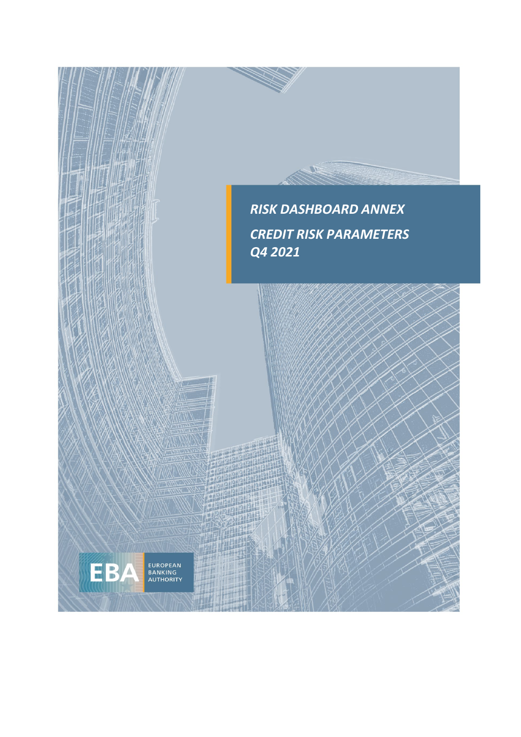# *RISK DASHBOARD ANNEX*

# *CREDIT RISK PARAMETERS Q4 2021*

EBA EUROPEAN BANKING AUTHORITY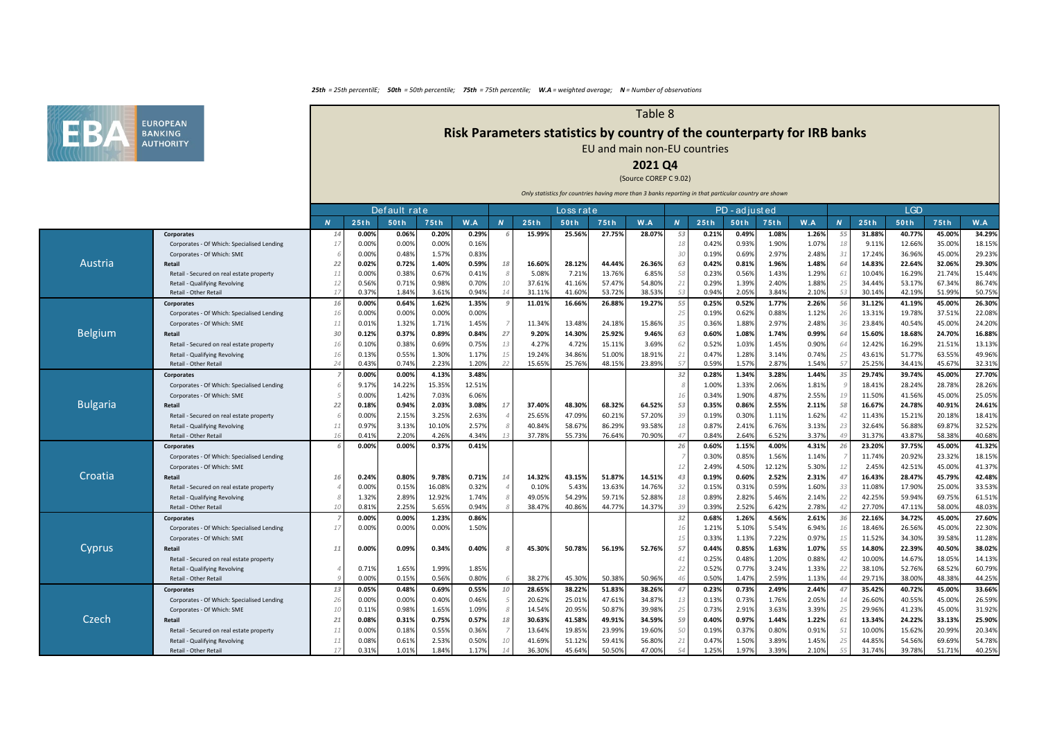*25th = 25th percentilE; 50th = 50th percentile; 75th = 75th percentile; W.A = weighted average; N = Number of observations*

# Table 8

## Risk Parameters statistics by country of the counterparty for IRB banks

EU and main non-EU countries

**2021 Q4**

(Source COREP C 9.02)

*Only statistics for countries having more than 3 banks reporting in that particular country are shown*

| Country | Exposure | Default rate | | | | | Loss rate | | | | | PD - adjusted | | | | | LGD | | | | |
|---|---|---|---|---|---|---|---|---|---|---|---|---|---|---|---|---|---|---|---|---|---|
| | | N | 25th | 50th | 75th | W.A | N | 25th | 50th | 75th | W.A | N | 25th | 50th | 75th | W.A | N | 25th | 50th | 75th | W.A |
| Austria | **Corporates** | 14 | 0.00% | 0.06% | 0.20% | 0.29% | 6 | 15.99% | 25.56% | 27.75% | 28.07% | 53 | 0.21% | 0.49% | 1.08% | 1.26% | 55 | 31.88% | 40.77% | 45.00% | 34.29% |
| | Corporates - Of Which: Specialised Lending | 17 | 0.00% | 0.00% | 0.00% | 0.16% | | | | | | 18 | 0.42% | 0.93% | 1.90% | 1.07% | 18 | 9.11% | 12.66% | 35.00% | 18.15% |
| | Corporates - Of Which: SME | 6 | 0.00% | 0.48% | 1.57% | 0.83% | | | | | | 30 | 0.19% | 0.69% | 2.97% | 2.48% | 31 | 17.24% | 36.96% | 45.00% | 29.23% |
| | **Retail** | 22 | 0.02% | 0.72% | 1.40% | 0.59% | 18 | 16.60% | 28.12% | 44.44% | 26.36% | 63 | 0.42% | 0.81% | 1.96% | 1.48% | 64 | 14.83% | 22.64% | 32.06% | 29.30% |
| | Retail - Secured on real estate property | 11 | 0.00% | 0.38% | 0.67% | 0.41% | 8 | 5.08% | 7.21% | 13.76% | 6.85% | 58 | 0.23% | 0.56% | 1.43% | 1.29% | 61 | 10.04% | 16.29% | 21.74% | 15.44% |
| | Retail - Qualifying Revolving | 12 | 0.56% | 0.71% | 0.98% | 0.70% | 10 | 37.61% | 41.16% | 57.47% | 54.80% | 21 | 0.29% | 1.39% | 2.40% | 1.88% | 25 | 34.44% | 53.17% | 67.34% | 86.74% |
| | Retail - Other Retail | 17 | 0.37% | 1.84% | 3.61% | 0.94% | 14 | 31.11% | 41.60% | 53.72% | 38.53% | 53 | 0.94% | 2.05% | 3.84% | 2.10% | 53 | 30.14% | 42.19% | 51.99% | 50.75% |
| Belgium | **Corporates** | 16 | 0.00% | 0.64% | 1.62% | 1.35% | 9 | 11.01% | 16.66% | 26.88% | 19.27% | 55 | 0.25% | 0.52% | 1.77% | 2.26% | 56 | 31.12% | 41.19% | 45.00% | 26.30% |
| | Corporates - Of Which: Specialised Lending | 16 | 0.00% | 0.00% | 0.00% | 0.00% | | | | | | 25 | 0.19% | 0.62% | 0.88% | 1.12% | 26 | 13.31% | 19.78% | 37.51% | 22.08% |
| | Corporates - Of Which: SME | 11 | 0.01% | 1.32% | 1.71% | 1.45% | 7 | 11.34% | 13.48% | 24.18% | 15.86% | 35 | 0.36% | 1.88% | 2.97% | 2.48% | 36 | 23.84% | 40.54% | 45.00% | 24.20% |
| | **Retail** | 30 | 0.12% | 0.37% | 0.89% | 0.84% | 27 | 9.20% | 14.30% | 25.92% | 9.46% | 63 | 0.60% | 1.08% | 1.74% | 0.99% | 64 | 15.60% | 18.68% | 24.70% | 16.88% |
| | Retail - Secured on real estate property | 16 | 0.10% | 0.38% | 0.69% | 0.75% | 13 | 4.27% | 4.72% | 15.11% | 3.69% | 62 | 0.52% | 1.03% | 1.45% | 0.90% | 64 | 12.42% | 16.29% | 21.51% | 13.13% |
| | Retail - Qualifying Revolving | 16 | 0.13% | 0.55% | 1.30% | 1.17% | 15 | 19.24% | 34.86% | 51.00% | 18.91% | 21 | 0.47% | 1.28% | 3.14% | 0.74% | 25 | 43.61% | 51.77% | 63.55% | 49.96% |
| | Retail - Other Retail | 24 | 0.43% | 0.74% | 2.23% | 1.20% | 22 | 15.65% | 25.76% | 48.15% | 23.89% | 57 | 0.59% | 1.57% | 2.87% | 1.54% | 57 | 25.25% | 34.41% | 45.67% | 32.31% |
| Bulgaria | **Corporates** | 7 | 0.00% | 0.00% | 4.13% | 3.48% | | | | | | 32 | 0.28% | 1.34% | 3.28% | 1.44% | 35 | 29.74% | 39.74% | 45.00% | 27.70% |
| | Corporates - Of Which: Specialised Lending | 6 | 9.17% | 14.22% | 15.35% | 12.51% | | | | | | 8 | 1.00% | 1.33% | 2.06% | 1.81% | 9 | 18.41% | 28.24% | 28.78% | 28.26% |
| | Corporates - Of Which: SME | 5 | 0.00% | 1.42% | 7.03% | 6.06% | | | | | | 16 | 0.34% | 1.90% | 4.87% | 2.55% | 19 | 11.50% | 41.56% | 45.00% | 25.05% |
| | **Retail** | 22 | 0.18% | 0.94% | 2.03% | 3.08% | 17 | 37.40% | 48.30% | 68.32% | 64.52% | 53 | 0.35% | 0.86% | 2.55% | 2.11% | 58 | 16.67% | 24.78% | 40.91% | 24.61% |
| | Retail - Secured on real estate property | 6 | 0.00% | 2.15% | 3.25% | 2.63% | 4 | 25.65% | 47.09% | 60.21% | 57.20% | 39 | 0.19% | 0.30% | 1.11% | 1.62% | 42 | 11.43% | 15.21% | 20.18% | 18.41% |
| | Retail - Qualifying Revolving | 11 | 0.97% | 3.13% | 10.10% | 2.57% | 8 | 40.84% | 58.67% | 86.29% | 93.58% | 18 | 0.87% | 2.41% | 6.76% | 3.13% | 23 | 32.64% | 56.88% | 69.87% | 32.52% |
| | Retail - Other Retail | 16 | 0.41% | 2.20% | 4.26% | 4.34% | 13 | 37.78% | 55.73% | 76.64% | 70.90% | 47 | 0.84% | 2.64% | 6.52% | 3.37% | 49 | 31.37% | 43.87% | 58.38% | 40.68% |
| Croatia | **Corporates** | 6 | 0.00% | 0.00% | 0.37% | 0.41% | | | | | | 26 | 0.60% | 1.15% | 4.00% | 4.31% | 26 | 23.20% | 37.75% | 45.00% | 41.32% |
| | Corporates - Of Which: Specialised Lending | | | | | | | | | | | 7 | 0.30% | 0.85% | 1.56% | 1.14% | 7 | 11.74% | 20.92% | 23.32% | 18.15% |
| | Corporates - Of Which: SME | | | | | | | | | | | 12 | 2.49% | 4.50% | 12.12% | 5.30% | 12 | 2.45% | 42.51% | 45.00% | 41.37% |
| | **Retail** | 16 | 0.24% | 0.80% | 9.78% | 0.71% | 14 | 14.32% | 43.15% | 51.87% | 14.51% | 43 | 0.19% | 0.60% | 2.52% | 2.31% | 47 | 16.43% | 28.47% | 45.79% | 42.48% |
| | Retail - Secured on real estate property | 4 | 0.00% | 0.15% | 16.08% | 0.32% | 4 | 0.10% | 5.43% | 13.63% | 14.76% | 32 | 0.15% | 0.31% | 0.59% | 1.60% | 33 | 11.08% | 17.90% | 25.00% | 33.53% |
| | Retail - Qualifying Revolving | 8 | 1.32% | 2.89% | 12.92% | 1.74% | 8 | 49.05% | 54.29% | 59.71% | 52.88% | 18 | 0.89% | 2.82% | 5.46% | 2.14% | 22 | 42.25% | 59.94% | 69.75% | 61.51% |
| | Retail - Other Retail | 10 | 0.81% | 2.25% | 5.65% | 0.94% | 8 | 38.47% | 40.86% | 44.77% | 14.37% | 39 | 0.39% | 2.52% | 6.42% | 2.78% | 42 | 27.70% | 47.11% | 58.00% | 48.03% |
| Cyprus | **Corporates** | 7 | 0.00% | 0.00% | 1.23% | 0.86% | | | | | | 32 | 0.68% | 1.26% | 4.56% | 2.61% | 36 | 22.16% | 34.72% | 45.00% | 27.60% |
| | Corporates - Of Which: Specialised Lending | 17 | 0.00% | 0.00% | 0.00% | 1.50% | | | | | | 16 | 1.21% | 5.10% | 5.54% | 6.94% | 16 | 18.46% | 26.56% | 45.00% | 22.30% |
| | Corporates - Of Which: SME | | | | | | | | | | | 15 | 0.33% | 1.13% | 7.22% | 0.97% | 15 | 11.52% | 34.30% | 39.58% | 11.28% |
| | **Retail** | 11 | 0.00% | 0.09% | 0.34% | 0.40% | 8 | 45.30% | 50.78% | 56.19% | 52.76% | 57 | 0.44% | 0.85% | 1.63% | 1.07% | 55 | 14.80% | 22.39% | 40.50% | 38.02% |
| | Retail - Secured on real estate property | | | | | | | | | | | 41 | 0.25% | 0.48% | 1.20% | 0.88% | 42 | 10.00% | 14.67% | 18.05% | 14.13% |
| | Retail - Qualifying Revolving | 4 | 0.71% | 1.65% | 1.99% | 1.85% | | | | | | 22 | 0.52% | 0.77% | 3.24% | 1.33% | 22 | 38.10% | 52.76% | 68.52% | 60.79% |
| | Retail - Other Retail | 9 | 0.00% | 0.15% | 0.56% | 0.80% | 6 | 38.27% | 45.30% | 50.38% | 50.96% | 46 | 0.50% | 1.47% | 2.59% | 1.13% | 44 | 29.71% | 38.00% | 48.38% | 44.25% |
| Czech | **Corporates** | 13 | 0.05% | 0.48% | 0.69% | 0.55% | 10 | 28.65% | 38.22% | 51.83% | 38.26% | 47 | 0.23% | 0.73% | 2.49% | 2.44% | 47 | 35.42% | 40.72% | 45.00% | 33.66% |
| | Corporates - Of Which: Specialised Lending | 26 | 0.00% | 0.00% | 0.40% | 0.46% | 5 | 20.62% | 25.01% | 47.61% | 34.87% | 13 | 0.13% | 0.73% | 1.76% | 2.05% | 14 | 26.60% | 40.55% | 45.00% | 26.59% |
| | Corporates - Of Which: SME | 10 | 0.11% | 0.98% | 1.65% | 1.09% | 8 | 14.54% | 20.95% | 50.87% | 39.98% | 25 | 0.73% | 2.91% | 3.63% | 3.39% | 25 | 29.96% | 41.23% | 45.00% | 31.92% |
| | **Retail** | 21 | 0.08% | 0.31% | 0.75% | 0.57% | 18 | 30.63% | 41.58% | 49.91% | 34.59% | 59 | 0.40% | 0.97% | 1.44% | 1.22% | 61 | 13.34% | 24.22% | 33.13% | 25.90% |
| | Retail - Secured on real estate property | 11 | 0.00% | 0.18% | 0.55% | 0.36% | 7 | 13.64% | 19.85% | 23.99% | 19.60% | 50 | 0.19% | 0.37% | 0.80% | 0.91% | 51 | 10.00% | 15.62% | 20.99% | 20.34% |
| | Retail - Qualifying Revolving | 11 | 0.08% | 0.61% | 2.53% | 0.50% | 10 | 41.69% | 51.12% | 59.41% | 56.80% | 21 | 0.47% | 1.50% | 3.89% | 1.45% | 25 | 44.85% | 54.56% | 69.69% | 54.78% |
| | Retail - Other Retail | 17 | 0.31% | 1.01% | 1.84% | 1.17% | 14 | 36.30% | 45.64% | 50.50% | 47.00% | 54 | 1.25% | 1.97% | 3.39% | 2.10% | 55 | 31.74% | 39.78% | 51.71% | 40.25% |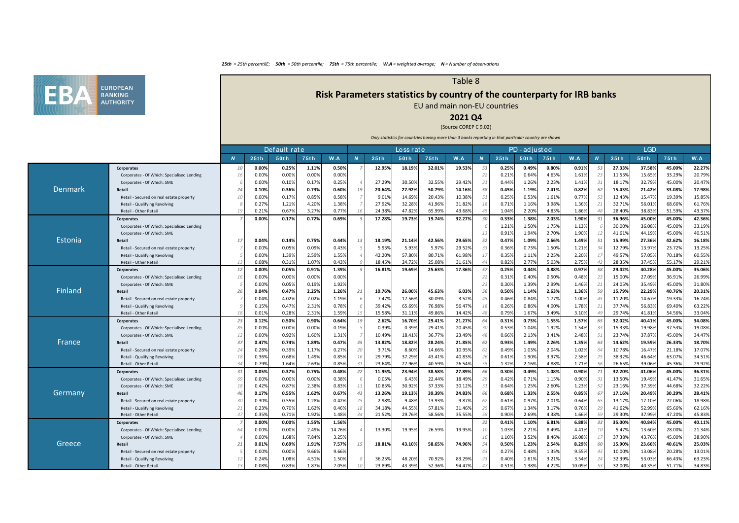***25th** = 25th percentilE; **50th** = 50th percentile; **75th** = 75th percentile; **W.A** = weighted average; **N** = Number of observations*

# Table 8

## Risk Parameters statistics by country of the counterparty for IRB banks

EU and main non-EU countries

**2021 Q4**

(Source COREP C 9.02)

*Only statistics for countries having more than 3 banks reporting in that particular country are shown*

| Country | Exposure class | Default rate | | | | | Loss rate | | | | | PD - adjusted | | | | | LGD | | | | |
|---|---|---|---|---|---|---|---|---|---|---|---|---|---|---|---|---|---|---|---|---|---|
| | | N | 25th | 50th | 75th | W.A | N | 25th | 50th | 75th | W.A | N | 25th | 50th | 75th | W.A | N | 25th | 50th | 75th | W.A |
| Denmark | **Corporates** | 10 | **0.00%** | **0.25%** | **1.11%** | **0.50%** | 7 | **12.95%** | **18.19%** | **32.01%** | **19.53%** | 53 | **0.25%** | **0.49%** | **0.80%** | **0.91%** | 53 | **27.33%** | **37.58%** | **45.00%** | **22.27%** |
| | Corporates - Of Which: Specialised Lending | 16 | 0.00% | 0.00% | 0.00% | 0.00% | | | | | | 22 | 0.21% | 0.64% | 4.65% | 1.61% | 23 | 11.53% | 15.65% | 33.29% | 20.79% |
| | Corporates - Of Which: SME | 6 | 0.00% | 0.10% | 0.17% | 0.25% | 4 | 27.29% | 30.50% | 32.55% | 29.42% | 31 | 0.44% | 1.26% | 2.23% | 1.41% | 31 | 18.17% | 32.79% | 45.00% | 20.47% |
| | **Retail** | 24 | **0.10%** | **0.36%** | **0.73%** | **0.60%** | 19 | **20.64%** | **27.92%** | **50.79%** | **14.16%** | 58 | **0.45%** | **1.19%** | **2.41%** | **0.82%** | 62 | **15.43%** | **21.42%** | **33.08%** | **17.98%** |
| | Retail - Secured on real estate property | 10 | 0.00% | 0.17% | 0.85% | 0.58% | 7 | 9.01% | 14.69% | 20.43% | 10.38% | 51 | 0.25% | 0.53% | 1.61% | 0.77% | 53 | 12.43% | 15.47% | 19.39% | 15.85% |
| | Retail - Qualifying Revolving | 8 | 0.27% | 1.21% | 4.20% | 1.38% | 7 | 27.92% | 32.28% | 41.96% | 31.82% | 18 | 0.71% | 1.16% | 3.98% | 1.36% | 21 | 32.71% | 56.01% | 68.66% | 61.76% |
| | Retail - Other Retail | 19 | 0.21% | 0.67% | 3.27% | 0.77% | 16 | 24.38% | 47.82% | 65.99% | 43.68% | 45 | 1.04% | 2.20% | 4.83% | 1.86% | 48 | 28.40% | 38.83% | 51.59% | 43.37% |
| Estonia | **Corporates** | 7 | **0.00%** | **0.17%** | **0.72%** | **0.69%** | 5 | **17.28%** | **19.73%** | **19.74%** | **32.27%** | 30 | **0.33%** | **1.38%** | **2.03%** | **1.90%** | 31 | **36.96%** | **45.00%** | **45.00%** | **42.36%** |
| | Corporates - Of Which: Specialised Lending | | | | | | | | | | | 6 | 1.21% | 1.50% | 1.75% | 1.13% | 6 | 30.00% | 36.08% | 45.00% | 33.19% |
| | Corporates - Of Which: SME | | | | | | | | | | | 13 | 0.91% | 1.94% | 2.70% | 1.90% | 12 | 41.61% | 44.19% | 45.00% | 40.51% |
| | **Retail** | 17 | **0.04%** | **0.14%** | **0.75%** | **0.44%** | 13 | **18.19%** | **21.14%** | **42.56%** | **29.65%** | 52 | **0.47%** | **1.09%** | **2.66%** | **1.49%** | 51 | **15.99%** | **27.36%** | **42.62%** | **16.18%** |
| | Retail - Secured on real estate property | 7 | 0.00% | 0.05% | 0.09% | 0.43% | 5 | 5.93% | 5.93% | 5.97% | 29.52% | 33 | 0.36% | 0.73% | 1.50% | 1.21% | 34 | 12.79% | 13.97% | 23.72% | 13.25% |
| | Retail - Qualifying Revolving | 5 | 0.00% | 1.39% | 2.59% | 1.55% | 4 | 42.20% | 57.80% | 80.71% | 61.98% | 17 | 0.35% | 1.11% | 2.25% | 2.20% | 17 | 49.57% | 57.05% | 70.18% | 60.55% |
| | Retail - Other Retail | 13 | 0.08% | 0.31% | 1.07% | 0.43% | 9 | 18.45% | 24.72% | 25.08% | 31.61% | 44 | 0.82% | 2.77% | 5.03% | 2.75% | 42 | 28.35% | 37.45% | 55.17% | 29.21% |
| Finland | **Corporates** | 12 | **0.00%** | **0.05%** | **0.91%** | **1.39%** | 5 | **16.81%** | **19.69%** | **25.63%** | **17.36%** | 57 | **0.25%** | **0.44%** | **0.88%** | **0.97%** | 58 | **29.42%** | **40.28%** | **45.00%** | **35.06%** |
| | Corporates - Of Which: Specialised Lending | 16 | 0.00% | 0.00% | 0.00% | 0.00% | | | | | | 22 | 0.31% | 0.40% | 0.50% | 0.48% | 23 | 15.00% | 27.09% | 36.91% | 26.99% |
| | Corporates - Of Which: SME | 5 | 0.00% | 0.05% | 0.19% | 1.92% | | | | | | 23 | 0.30% | 1.39% | 2.99% | 1.46% | 21 | 24.05% | 35.49% | 45.00% | 31.80% |
| | **Retail** | 26 | **0.04%** | **0.47%** | **2.25%** | **1.26%** | 21 | **10.76%** | **26.00%** | **45.63%** | **6.03%** | 56 | **0.50%** | **1.14%** | **2.63%** | **1.36%** | 59 | **15.79%** | **22.29%** | **40.76%** | **20.31%** |
| | Retail - Secured on real estate property | 7 | 0.04% | 4.02% | 7.02% | 1.19% | 6 | 7.47% | 17.56% | 30.09% | 3.52% | 45 | 0.46% | 0.84% | 1.77% | 1.00% | 45 | 11.20% | 14.67% | 19.33% | 16.74% |
| | Retail - Qualifying Revolving | 9 | 0.15% | 0.47% | 2.31% | 0.78% | 6 | 39.42% | 65.69% | 76.98% | 56.47% | 18 | 0.26% | 0.86% | 4.00% | 1.78% | 21 | 37.74% | 56.83% | 69.40% | 63.22% |
| | Retail - Other Retail | 18 | 0.01% | 0.28% | 2.31% | 1.59% | 15 | 15.58% | 31.11% | 49.86% | 14.42% | 48 | 0.79% | 1.67% | 3.49% | 3.10% | 49 | 29.74% | 41.81% | 54.56% | 33.04% |
| France | **Corporates** | 23 | **0.12%** | **0.50%** | **0.90%** | **0.64%** | 19 | **2.62%** | **16.70%** | **29.41%** | **21.27%** | 64 | **0.31%** | **0.73%** | **1.55%** | **1.57%** | 65 | **32.02%** | **40.41%** | **45.00%** | **34.08%** |
| | Corporates - Of Which: Specialised Lending | 85 | 0.00% | 0.00% | 0.00% | 0.19% | 5 | 0.39% | 0.39% | 29.41% | 20.45% | 30 | 0.53% | 1.04% | 1.92% | 1.54% | 33 | 15.33% | 19.98% | 37.53% | 19.08% |
| | Corporates - Of Which: SME | 12 | 0.00% | 0.92% | 1.60% | 1.31% | 7 | 10.49% | 18.41% | 36.77% | 23.49% | 48 | 0.66% | 2.13% | 3.41% | 2.48% | 51 | 23.74% | 37.87% | 45.00% | 34.47% |
| | **Retail** | 37 | **0.47%** | **0.74%** | **1.89%** | **0.47%** | 35 | **13.82%** | **18.82%** | **28.24%** | **21.85%** | 62 | **0.93%** | **1.49%** | **2.26%** | **1.35%** | 63 | **14.62%** | **19.59%** | **26.33%** | **18.70%** |
| | Retail - Secured on real estate property | 24 | 0.28% | 0.39% | 1.17% | 0.27% | 20 | 3.71% | 8.60% | 14.66% | 10.95% | 62 | 0.49% | 1.03% | 2.04% | 1.02% | 64 | 10.78% | 16.47% | 21.18% | 17.07% |
| | Retail - Qualifying Revolving | 18 | 0.36% | 0.68% | 1.49% | 0.85% | 16 | 29.79% | 37.29% | 43.41% | 40.83% | 26 | 0.61% | 1.90% | 3.97% | 2.58% | 25 | 38.32% | 46.64% | 63.07% | 34.51% |
| | Retail - Other Retail | 34 | 0.79% | 1.64% | 2.63% | 0.85% | 31 | 23.64% | 27.96% | 40.59% | 26.54% | 55 | 1.32% | 2.16% | 4.88% | 1.71% | 56 | 26.65% | 39.06% | 45.36% | 29.92% |
| Germany | **Corporates** | 31 | **0.05%** | **0.37%** | **0.75%** | **0.48%** | 22 | **11.95%** | **23.94%** | **38.58%** | **27.89%** | 66 | **0.30%** | **0.49%** | **1.08%** | **0.90%** | 71 | **32.20%** | **41.06%** | **45.00%** | **36.31%** |
| | Corporates - Of Which: Specialised Lending | 69 | 0.00% | 0.00% | 0.00% | 0.38% | 6 | 0.05% | 6.43% | 22.44% | 18.49% | 29 | 0.42% | 0.71% | 1.15% | 0.90% | 31 | 13.50% | 19.49% | 41.47% | 31.65% |
| | Corporates - Of Which: SME | 18 | 0.42% | 0.87% | 2.38% | 0.83% | 13 | 10.85% | 30.92% | 37.33% | 30.12% | 51 | 0.64% | 1.25% | 2.60% | 1.23% | 52 | 23.16% | 37.39% | 44.68% | 32.22% |
| | **Retail** | 46 | **0.17%** | **0.55%** | **1.62%** | **0.67%** | 43 | **13.26%** | **19.13%** | **39.39%** | **24.83%** | 66 | **0.68%** | **1.33%** | **2.55%** | **0.85%** | 67 | **17.16%** | **20.49%** | **30.29%** | **28.41%** |
| | Retail - Secured on real estate property | 30 | 0.30% | 0.55% | 1.28% | 0.42% | 25 | 2.98% | 9.48% | 13.93% | 9.87% | 62 | 0.61% | 0.97% | 2.01% | 0.64% | 65 | 13.17% | 17.10% | 22.06% | 18.98% |
| | Retail - Qualifying Revolving | 21 | 0.23% | 0.70% | 1.62% | 0.46% | 18 | 34.18% | 44.55% | 57.81% | 31.46% | 25 | 0.67% | 1.34% | 3.17% | 0.76% | 29 | 41.62% | 52.99% | 65.66% | 62.16% |
| | Retail - Other Retail | 37 | 0.35% | 0.71% | 1.92% | 1.48% | 34 | 21.52% | 29.76% | 58.56% | 35.55% | 58 | 0.90% | 2.69% | 4.38% | 1.66% | 59 | 29.30% | 37.99% | 47.20% | 45.83% |
| Greece | **Corporates** | 7 | **0.00%** | **0.00%** | **1.55%** | **1.56%** | | | | | | 32 | **0.41%** | **1.10%** | **6.81%** | **6.88%** | 33 | **35.00%** | **40.84%** | **45.00%** | **40.11%** |
| | Corporates - Of Which: Specialised Lending | 64 | 0.00% | 0.00% | 2.49% | 14.76% | 4 | 13.30% | 19.95% | 26.59% | 19.95% | 10 | 1.03% | 2.21% | 8.49% | 4.41% | 10 | 5.47% | 13.60% | 28.00% | 21.34% |
| | Corporates - Of Which: SME | 4 | 0.00% | 1.68% | 7.84% | 3.25% | | | | | | 16 | 1.10% | 3.52% | 8.46% | 16.08% | 17 | 37.38% | 43.76% | 45.00% | 38.90% |
| | **Retail** | 21 | **0.01%** | **0.69%** | **1.91%** | **7.57%** | 15 | **18.81%** | **43.10%** | **58.65%** | **74.96%** | 54 | **0.50%** | **1.23%** | **2.54%** | **8.29%** | 60 | **15.90%** | **23.66%** | **40.61%** | **25.03%** |
| | Retail - Secured on real estate property | 5 | 0.00% | 0.00% | 9.66% | 9.66% | | | | | | 43 | 0.27% | 0.48% | 1.35% | 9.55% | 43 | 10.00% | 13.08% | 20.28% | 13.01% |
| | Retail - Qualifying Revolving | 12 | 0.24% | 1.08% | 4.51% | 1.50% | 8 | 36.25% | 48.20% | 70.92% | 83.29% | 23 | 0.40% | 1.61% | 3.21% | 3.54% | 24 | 32.39% | 53.03% | 66.43% | 63.23% |
| | Retail - Other Retail | 13 | 0.08% | 0.83% | 1.87% | 7.05% | 10 | 23.89% | 43.39% | 52.36% | 94.47% | 47 | 0.51% | 1.38% | 4.22% | 10.09% | 53 | 32.00% | 40.35% | 51.71% | 34.83% |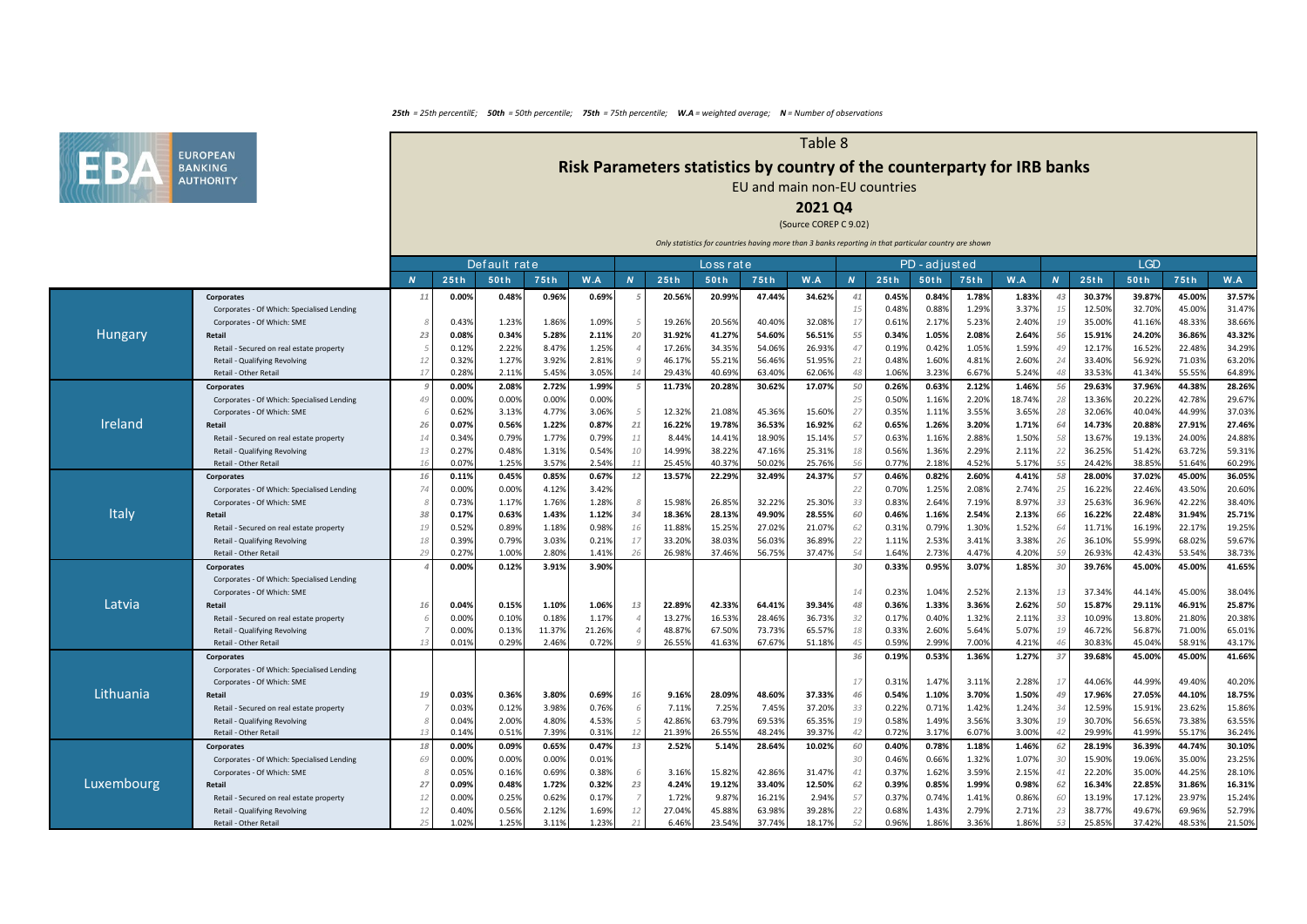*25th = 25th percentilE; 50th = 50th percentile; 75th = 75th percentile; W.A = weighted average; N = Number of observations*

# Table 8

## Risk Parameters statistics by country of the counterparty for IRB banks

EU and main non-EU countries

**2021 Q4**

(Source COREP C 9.02)

*Only statistics for countries having more than 3 banks reporting in that particular country are shown*

| | | Default rate | | | | | Loss rate | | | | | PD - adjusted | | | | | LGD | | | | |
|---|---|---|---|---|---|---|---|---|---|---|---|---|---|---|---|---|---|---|---|---|---|
| | | N | 25th | 50th | 75th | W.A | N | 25th | 50th | 75th | W.A | N | 25th | 50th | 75th | W.A | N | 25th | 50th | 75th | W.A |
| Hungary | **Corporates** | 11 | 0.00% | 0.48% | 0.96% | 0.69% | 5 | 20.56% | 20.99% | 47.44% | 34.62% | 41 | 0.45% | 0.84% | 1.78% | 1.83% | 43 | 30.37% | 39.87% | 45.00% | 37.57% |
| | Corporates - Of Which: Specialised Lending | | | | | | | | | | | 15 | 0.48% | 0.88% | 1.29% | 3.37% | 15 | 12.50% | 32.70% | 45.00% | 31.47% |
| | Corporates - Of Which: SME | 8 | 0.43% | 1.23% | 1.86% | 1.09% | 5 | 19.26% | 20.56% | 40.40% | 32.08% | 17 | 0.61% | 2.17% | 5.23% | 2.40% | 19 | 35.00% | 41.16% | 48.33% | 38.66% |
| | **Retail** | 23 | 0.08% | 0.34% | 5.28% | 2.11% | 20 | 31.92% | 41.27% | 54.60% | 56.51% | 55 | 0.34% | 1.05% | 2.08% | 2.64% | 56 | 15.91% | 24.20% | 36.86% | 43.32% |
| | Retail - Secured on real estate property | 5 | 0.12% | 2.22% | 8.47% | 1.25% | 4 | 17.26% | 34.35% | 54.06% | 26.93% | 47 | 0.19% | 0.42% | 1.05% | 1.59% | 49 | 12.17% | 16.52% | 22.48% | 34.29% |
| | Retail - Qualifying Revolving | 12 | 0.32% | 1.27% | 3.92% | 2.81% | 9 | 46.17% | 55.21% | 56.46% | 51.95% | 21 | 0.48% | 1.60% | 4.81% | 2.60% | 24 | 33.40% | 56.92% | 71.03% | 63.20% |
| | Retail - Other Retail | 17 | 0.28% | 2.11% | 5.45% | 3.05% | 14 | 29.43% | 40.69% | 63.40% | 62.06% | 48 | 1.06% | 3.23% | 6.67% | 5.24% | 48 | 33.53% | 41.34% | 55.55% | 64.89% |
| Ireland | **Corporates** | 9 | 0.00% | 2.08% | 2.72% | 1.99% | 5 | 11.73% | 20.28% | 30.62% | 17.07% | 50 | 0.26% | 0.63% | 2.12% | 1.46% | 56 | 29.63% | 37.96% | 44.38% | 28.26% |
| | Corporates - Of Which: Specialised Lending | 49 | 0.00% | 0.00% | 0.00% | 0.00% | | | | | | 25 | 0.50% | 1.16% | 2.20% | 18.74% | 28 | 13.36% | 20.22% | 42.78% | 29.67% |
| | Corporates - Of Which: SME | 6 | 0.62% | 3.13% | 4.77% | 3.06% | 5 | 12.32% | 21.08% | 45.36% | 15.60% | 27 | 0.35% | 1.11% | 3.55% | 3.65% | 28 | 32.06% | 40.04% | 44.99% | 37.03% |
| | **Retail** | 26 | 0.07% | 0.56% | 1.22% | 0.87% | 21 | 16.22% | 19.78% | 36.53% | 16.92% | 62 | 0.65% | 1.26% | 3.20% | 1.71% | 64 | 14.73% | 20.88% | 27.91% | 27.46% |
| | Retail - Secured on real estate property | 14 | 0.34% | 0.79% | 1.77% | 0.79% | 11 | 8.44% | 14.41% | 18.90% | 15.14% | 57 | 0.63% | 1.16% | 2.88% | 1.50% | 58 | 13.67% | 19.13% | 24.00% | 24.88% |
| | Retail - Qualifying Revolving | 13 | 0.27% | 0.48% | 1.31% | 0.54% | 10 | 14.99% | 38.22% | 47.16% | 25.31% | 18 | 0.56% | 1.36% | 2.29% | 2.11% | 22 | 36.25% | 51.42% | 63.72% | 59.31% |
| | Retail - Other Retail | 16 | 0.07% | 1.25% | 3.57% | 2.54% | 11 | 25.45% | 40.37% | 50.02% | 25.76% | 56 | 0.77% | 2.18% | 4.52% | 5.17% | 55 | 24.42% | 38.85% | 51.64% | 60.29% |
| Italy | **Corporates** | 16 | 0.11% | 0.45% | 0.85% | 0.67% | 12 | 13.57% | 22.29% | 32.49% | 24.37% | 57 | 0.46% | 0.82% | 2.60% | 4.41% | 58 | 28.00% | 37.02% | 45.00% | 36.05% |
| | Corporates - Of Which: Specialised Lending | 74 | 0.00% | 0.00% | 4.12% | 3.42% | | | | | | 22 | 0.70% | 1.25% | 2.08% | 2.74% | 25 | 16.22% | 22.46% | 43.50% | 20.60% |
| | Corporates - Of Which: SME | 8 | 0.73% | 1.17% | 1.76% | 1.28% | 8 | 15.98% | 26.85% | 32.22% | 25.30% | 33 | 0.83% | 2.64% | 7.19% | 8.97% | 33 | 25.63% | 36.96% | 42.22% | 38.40% |
| | **Retail** | 38 | 0.17% | 0.63% | 1.43% | 1.12% | 34 | 18.36% | 28.13% | 49.90% | 28.55% | 60 | 0.46% | 1.16% | 2.54% | 2.13% | 66 | 16.22% | 22.48% | 31.94% | 25.71% |
| | Retail - Secured on real estate property | 19 | 0.52% | 0.89% | 1.18% | 0.98% | 16 | 11.88% | 15.25% | 27.02% | 21.07% | 62 | 0.31% | 0.79% | 1.30% | 1.52% | 64 | 11.71% | 16.19% | 22.17% | 19.25% |
| | Retail - Qualifying Revolving | 18 | 0.39% | 0.79% | 3.03% | 0.21% | 17 | 33.20% | 38.03% | 56.03% | 36.89% | 22 | 1.11% | 2.53% | 3.41% | 3.38% | 26 | 36.10% | 55.99% | 68.02% | 59.67% |
| | Retail - Other Retail | 29 | 0.27% | 1.00% | 2.80% | 1.41% | 26 | 26.98% | 37.46% | 56.75% | 37.47% | 54 | 1.64% | 2.73% | 4.47% | 4.20% | 59 | 26.93% | 42.43% | 53.54% | 38.73% |
| Latvia | **Corporates** | 4 | 0.00% | 0.12% | 3.91% | 3.90% | | | | | | 30 | 0.33% | 0.95% | 3.07% | 1.85% | 30 | 39.76% | 45.00% | 45.00% | 41.65% |
| | Corporates - Of Which: Specialised Lending | | | | | | | | | | | | | | | | | | | | |
| | Corporates - Of Which: SME | | | | | | | | | | | 14 | 0.23% | 1.04% | 2.52% | 2.13% | 13 | 37.34% | 44.14% | 45.00% | 38.04% |
| | **Retail** | 16 | 0.04% | 0.15% | 1.10% | 1.06% | 13 | 22.89% | 42.33% | 64.41% | 39.34% | 48 | 0.36% | 1.33% | 3.36% | 2.62% | 50 | 15.87% | 29.11% | 46.91% | 25.87% |
| | Retail - Secured on real estate property | 6 | 0.00% | 0.10% | 0.18% | 1.17% | 4 | 13.27% | 16.53% | 28.46% | 36.73% | 32 | 0.17% | 0.40% | 1.32% | 2.11% | 33 | 10.09% | 13.80% | 21.80% | 20.38% |
| | Retail - Qualifying Revolving | 7 | 0.00% | 0.13% | 11.37% | 21.26% | 4 | 48.87% | 67.50% | 73.73% | 65.57% | 18 | 0.33% | 2.60% | 5.64% | 5.07% | 19 | 46.72% | 56.87% | 71.00% | 65.01% |
| | Retail - Other Retail | 13 | 0.01% | 0.29% | 2.46% | 0.72% | 9 | 26.55% | 41.63% | 67.67% | 51.18% | 45 | 0.59% | 2.99% | 7.00% | 4.21% | 46 | 30.83% | 45.04% | 58.91% | 43.17% |
| Lithuania | **Corporates** | | | | | | | | | | | 36 | 0.19% | 0.53% | 1.36% | 1.27% | 37 | 39.68% | 45.00% | 45.00% | 41.66% |
| | Corporates - Of Which: Specialised Lending | | | | | | | | | | | | | | | | | | | | |
| | Corporates - Of Which: SME | | | | | | | | | | | 17 | 0.31% | 1.47% | 3.11% | 2.28% | 17 | 44.06% | 44.99% | 49.40% | 40.20% |
| | **Retail** | 19 | 0.03% | 0.36% | 3.80% | 0.69% | 16 | 9.16% | 28.09% | 48.60% | 37.33% | 46 | 0.54% | 1.10% | 3.70% | 1.50% | 49 | 17.96% | 27.05% | 44.10% | 18.75% |
| | Retail - Secured on real estate property | 7 | 0.03% | 0.12% | 3.98% | 0.76% | 6 | 7.11% | 7.25% | 7.45% | 37.20% | 33 | 0.22% | 0.71% | 1.42% | 1.24% | 34 | 12.59% | 15.91% | 23.62% | 15.86% |
| | Retail - Qualifying Revolving | 8 | 0.04% | 2.00% | 4.80% | 4.53% | 5 | 42.86% | 63.79% | 69.53% | 65.35% | 19 | 0.58% | 1.49% | 3.56% | 3.30% | 19 | 30.70% | 56.65% | 73.38% | 63.55% |
| | Retail - Other Retail | 13 | 0.14% | 0.51% | 7.39% | 0.31% | 12 | 21.39% | 26.55% | 48.24% | 39.37% | 42 | 0.72% | 3.17% | 6.07% | 3.00% | 42 | 29.99% | 41.99% | 55.17% | 36.24% |
| Luxembourg | **Corporates** | 18 | 0.00% | 0.09% | 0.65% | 0.47% | 13 | 2.52% | 5.14% | 28.64% | 10.02% | 60 | 0.40% | 0.78% | 1.18% | 1.46% | 62 | 28.19% | 36.39% | 44.74% | 30.10% |
| | Corporates - Of Which: Specialised Lending | 69 | 0.00% | 0.00% | 0.00% | 0.01% | | | | | | 30 | 0.46% | 0.66% | 1.32% | 1.07% | 30 | 15.90% | 19.06% | 35.00% | 23.25% |
| | Corporates - Of Which: SME | 8 | 0.05% | 0.16% | 0.69% | 0.38% | 6 | 3.16% | 15.82% | 42.86% | 31.47% | 41 | 0.37% | 1.62% | 3.59% | 2.15% | 41 | 22.20% | 35.00% | 44.25% | 28.10% |
| | **Retail** | 27 | 0.09% | 0.48% | 1.72% | 0.32% | 23 | 4.24% | 19.12% | 33.40% | 12.50% | 62 | 0.39% | 0.85% | 1.99% | 0.98% | 62 | 16.34% | 22.85% | 31.86% | 16.31% |
| | Retail - Secured on real estate property | 12 | 0.00% | 0.25% | 0.62% | 0.17% | 7 | 1.72% | 9.87% | 16.21% | 2.94% | 57 | 0.37% | 0.74% | 1.41% | 0.86% | 60 | 13.19% | 17.12% | 23.97% | 15.24% |
| | Retail - Qualifying Revolving | 12 | 0.40% | 0.56% | 2.12% | 1.69% | 12 | 27.04% | 45.88% | 63.98% | 39.28% | 22 | 0.68% | 1.43% | 2.79% | 2.71% | 23 | 38.77% | 49.67% | 69.96% | 52.79% |
| | Retail - Other Retail | 25 | 1.02% | 1.25% | 3.11% | 1.23% | 21 | 6.46% | 23.54% | 37.74% | 18.17% | 52 | 0.96% | 1.86% | 3.36% | 1.86% | 53 | 25.85% | 37.42% | 48.53% | 21.50% |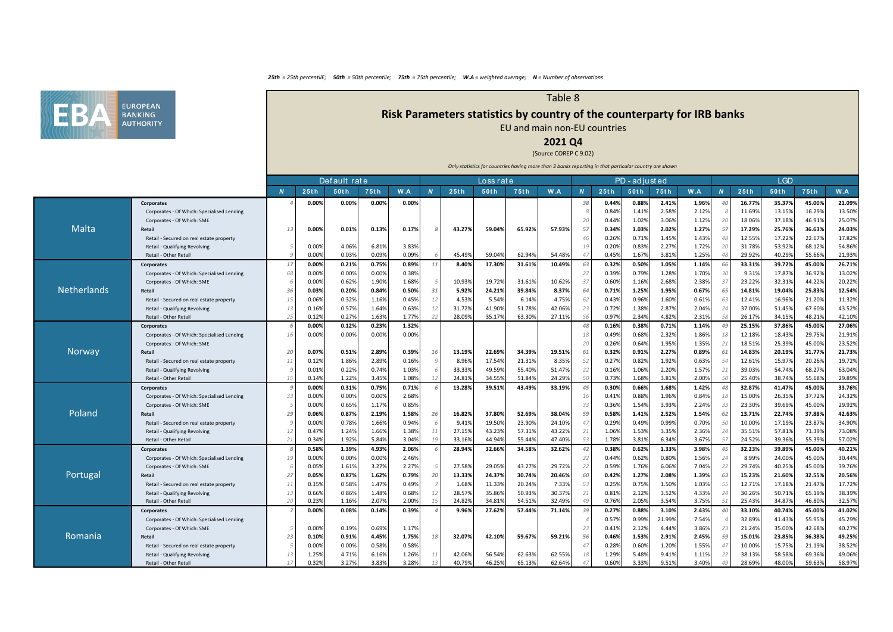*25th* = 25th percentilE; *50th* = 50th percentile; *75th* = 75th percentile; *W.A* = weighted average; *N* = Number of observations

# Table 8

## Risk Parameters statistics by country of the counterparty for IRB banks

EU and main non-EU countries

**2021 Q4**

(Source COREP C 9.02)

*Only statistics for countries having more than 3 banks reporting in that particular country are shown*

| Country | Exposure | Default rate | | | | | Loss rate | | | | | PD - adjusted | | | | | LGD | | | | |
|---|---|---|---|---|---|---|---|---|---|---|---|---|---|---|---|---|---|---|---|---|---|
| | | N | 25th | 50th | 75th | W.A | N | 25th | 50th | 75th | W.A | N | 25th | 50th | 75th | W.A | N | 25th | 50th | 75th | W.A |
| Malta | **Corporates** | 4 | 0.00% | 0.00% | 0.00% | 0.00% | | | | | | 38 | 0.44% | 0.88% | 2.41% | 1.96% | 40 | 16.77% | 35.37% | 45.00% | 21.09% |
| | Corporates - Of Which: Specialised Lending | | | | | | | | | | | 8 | 0.84% | 1.41% | 2.58% | 2.12% | 8 | 11.69% | 13.15% | 16.29% | 13.50% |
| | Corporates - Of Which: SME | | | | | | | | | | | 20 | 0.44% | 1.02% | 3.06% | 1.12% | 20 | 18.06% | 37.18% | 46.91% | 25.07% |
| | **Retail** | 13 | 0.00% | 0.01% | 0.13% | 0.17% | 8 | 43.27% | 59.04% | 65.92% | 57.93% | 57 | 0.34% | 1.03% | 2.02% | 1.27% | 57 | 17.29% | 25.76% | 36.63% | 24.03% |
| | Retail - Secured on real estate property | | | | | | | | | | | 46 | 0.26% | 0.71% | 1.45% | 1.43% | 48 | 12.55% | 17.22% | 22.67% | 17.82% |
| | Retail - Qualifying Revolving | 5 | 0.00% | 4.06% | 6.81% | 3.83% | | | | | | 19 | 0.20% | 0.83% | 2.27% | 1.72% | 20 | 31.78% | 53.92% | 68.12% | 54.86% |
| | Retail - Other Retail | 9 | 0.00% | 0.03% | 0.09% | 0.09% | 6 | 45.49% | 59.04% | 62.94% | 54.48% | 47 | 0.45% | 1.67% | 3.81% | 1.25% | 48 | 29.92% | 40.29% | 55.66% | 21.93% |
| Netherlands | **Corporates** | 17 | 0.00% | 0.21% | 0.75% | 0.89% | 11 | 8.40% | 17.30% | 31.61% | 10.49% | 63 | 0.32% | 0.50% | 1.05% | 1.14% | 66 | 33.31% | 39.72% | 45.00% | 26.71% |
| | Corporates - Of Which: Specialised Lending | 68 | 0.00% | 0.00% | 0.00% | 0.38% | | | | | | 27 | 0.39% | 0.79% | 1.28% | 1.70% | 30 | 9.31% | 17.87% | 36.92% | 13.02% |
| | Corporates - Of Which: SME | 6 | 0.00% | 0.62% | 1.90% | 1.68% | 5 | 10.93% | 19.72% | 31.61% | 10.62% | 37 | 0.60% | 1.16% | 2.68% | 2.38% | 37 | 23.22% | 32.31% | 44.22% | 20.22% |
| | **Retail** | 36 | 0.03% | 0.20% | 0.84% | 0.50% | 31 | 5.92% | 24.21% | 39.84% | 8.37% | 64 | 0.71% | 1.25% | 1.95% | 0.67% | 65 | 14.81% | 19.04% | 25.83% | 12.54% |
| | Retail - Secured on real estate property | 15 | 0.06% | 0.32% | 1.16% | 0.45% | 12 | 4.53% | 5.54% | 6.14% | 4.75% | 62 | 0.43% | 0.96% | 1.60% | 0.61% | 63 | 12.41% | 16.96% | 21.20% | 11.32% |
| | Retail - Qualifying Revolving | 13 | 0.16% | 0.57% | 1.64% | 0.63% | 12 | 31.72% | 41.90% | 51.78% | 42.06% | 23 | 0.72% | 1.38% | 2.87% | 2.04% | 24 | 37.00% | 51.45% | 67.60% | 43.52% |
| | Retail - Other Retail | 25 | 0.12% | 0.27% | 1.63% | 1.77% | 22 | 28.09% | 35.17% | 63.30% | 27.11% | 56 | 0.97% | 2.34% | 4.82% | 2.31% | 58 | 26.17% | 34.15% | 48.21% | 42.10% |
| Norway | **Corporates** | 6 | 0.00% | 0.12% | 0.23% | 1.32% | | | | | | 48 | 0.16% | 0.38% | 0.71% | 1.14% | 49 | 25.15% | 37.86% | 45.00% | 27.06% |
| | Corporates - Of Which: Specialised Lending | 16 | 0.00% | 0.00% | 0.00% | 0.00% | | | | | | 18 | 0.49% | 0.68% | 2.32% | 1.86% | 18 | 12.18% | 18.43% | 29.75% | 21.91% |
| | Corporates - Of Which: SME | | | | | | | | | | | 20 | 0.26% | 0.64% | 1.95% | 1.35% | 21 | 18.51% | 25.39% | 45.00% | 23.52% |
| | **Retail** | 20 | 0.07% | 0.51% | 2.89% | 0.39% | 16 | 13.19% | 22.69% | 34.39% | 19.51% | 61 | 0.32% | 0.91% | 2.27% | 0.89% | 61 | 14.83% | 20.19% | 31.77% | 21.73% |
| | Retail - Secured on real estate property | 11 | 0.12% | 1.86% | 2.89% | 0.16% | 9 | 8.96% | 17.54% | 21.31% | 8.35% | 52 | 0.27% | 0.82% | 1.92% | 0.63% | 54 | 12.61% | 15.97% | 20.26% | 19.72% |
| | Retail - Qualifying Revolving | 9 | 0.01% | 0.22% | 0.74% | 1.03% | 6 | 33.33% | 49.59% | 55.40% | 51.47% | 22 | 0.16% | 1.06% | 2.20% | 1.57% | 21 | 39.03% | 54.74% | 68.27% | 63.04% |
| | Retail - Other Retail | 15 | 0.14% | 1.22% | 3.45% | 1.08% | 12 | 24.81% | 34.55% | 51.84% | 24.29% | 50 | 0.73% | 1.68% | 3.81% | 2.00% | 50 | 25.40% | 38.74% | 55.68% | 29.89% |
| Poland | **Corporates** | 9 | 0.00% | 0.31% | 0.75% | 0.71% | 6 | 13.28% | 39.51% | 43.49% | 33.19% | 45 | 0.30% | 0.66% | 1.68% | 1.42% | 48 | 32.87% | 41.47% | 45.00% | 33.76% |
| | Corporates - Of Which: Specialised Lending | 33 | 0.00% | 0.00% | 0.00% | 2.68% | | | | | | 16 | 0.41% | 0.88% | 1.96% | 0.84% | 18 | 15.00% | 26.35% | 37.72% | 24.32% |
| | Corporates - Of Which: SME | 5 | 0.00% | 0.65% | 1.17% | 0.85% | | | | | | 33 | 0.36% | 1.54% | 3.93% | 2.24% | 33 | 23.30% | 39.69% | 45.00% | 29.92% |
| | **Retail** | 29 | 0.06% | 0.87% | 2.19% | 1.58% | 26 | 16.82% | 37.80% | 52.69% | 38.04% | 59 | 0.58% | 1.41% | 2.52% | 1.54% | 62 | 13.71% | 22.74% | 37.88% | 42.63% |
| | Retail - Secured on real estate property | 9 | 0.00% | 0.78% | 1.66% | 0.94% | 6 | 9.41% | 19.50% | 23.90% | 24.10% | 47 | 0.29% | 0.49% | 0.99% | 0.70% | 50 | 10.00% | 17.19% | 23.87% | 34.90% |
| | Retail - Qualifying Revolving | 12 | 0.47% | 1.24% | 1.66% | 1.38% | 11 | 27.15% | 43.23% | 57.31% | 43.22% | 21 | 1.06% | 1.53% | 3.35% | 2.36% | 24 | 35.51% | 57.81% | 71.39% | 73.08% |
| | Retail - Other Retail | 21 | 0.34% | 1.92% | 5.84% | 3.04% | 19 | 33.16% | 44.94% | 55.44% | 47.40% | 53 | 1.78% | 3.81% | 6.34% | 3.67% | 57 | 24.52% | 39.36% | 55.39% | 57.02% |
| Portugal | **Corporates** | 8 | 0.58% | 1.39% | 4.93% | 2.06% | 6 | 28.94% | 32.66% | 34.58% | 32.62% | 42 | 0.38% | 0.62% | 1.33% | 3.98% | 45 | 32.23% | 39.89% | 45.00% | 40.21% |
| | Corporates - Of Which: Specialised Lending | 19 | 0.00% | 0.00% | 0.00% | 2.46% | | | | | | 22 | 0.44% | 0.62% | 0.80% | 1.56% | 24 | 8.99% | 24.00% | 45.00% | 30.44% |
| | Corporates - Of Which: SME | 6 | 0.05% | 1.61% | 3.27% | 2.27% | 5 | 27.58% | 29.05% | 43.27% | 29.72% | 22 | 0.59% | 1.76% | 6.06% | 7.04% | 22 | 29.74% | 40.25% | 45.00% | 39.76% |
| | **Retail** | 27 | 0.05% | 0.87% | 1.62% | 0.79% | 20 | 13.33% | 24.37% | 30.74% | 20.46% | 60 | 0.42% | 1.27% | 2.08% | 1.39% | 63 | 15.23% | 21.60% | 32.55% | 20.56% |
| | Retail - Secured on real estate property | 11 | 0.15% | 0.58% | 1.47% | 0.49% | 7 | 1.68% | 11.33% | 20.24% | 7.33% | 53 | 0.25% | 0.75% | 1.50% | 1.03% | 55 | 12.71% | 17.18% | 21.47% | 17.72% |
| | Retail - Qualifying Revolving | 13 | 0.66% | 0.86% | 1.48% | 0.68% | 12 | 28.57% | 35.86% | 50.93% | 30.37% | 21 | 0.81% | 2.12% | 3.52% | 4.33% | 24 | 30.26% | 50.71% | 65.19% | 38.39% |
| | Retail - Other Retail | 20 | 0.23% | 1.16% | 2.07% | 2.00% | 15 | 24.82% | 34.81% | 54.51% | 32.49% | 49 | 0.76% | 2.05% | 3.54% | 3.75% | 51 | 25.43% | 34.87% | 46.80% | 32.57% |
| Romania | **Corporates** | 7 | 0.00% | 0.08% | 0.14% | 0.39% | 4 | 9.96% | 27.62% | 57.44% | 71.14% | 39 | 0.27% | 0.88% | 3.10% | 2.43% | 40 | 33.10% | 40.74% | 45.00% | 41.02% |
| | Corporates - Of Which: Specialised Lending | | | | | | | | | | | 4 | 0.57% | 0.99% | 21.99% | 7.54% | 4 | 32.89% | 41.43% | 55.95% | 45.29% |
| | Corporates - Of Which: SME | 5 | 0.00% | 0.19% | 0.69% | 1.17% | | | | | | 23 | 0.41% | 2.12% | 4.44% | 3.86% | 23 | 21.24% | 35.00% | 42.68% | 40.27% |
| | **Retail** | 23 | 0.10% | 0.91% | 4.45% | 1.75% | 18 | 32.07% | 42.10% | 59.67% | 59.21% | 56 | 0.46% | 1.53% | 2.91% | 2.45% | 59 | 15.01% | 23.85% | 36.38% | 49.25% |
| | Retail - Secured on real estate property | 5 | 0.00% | 0.00% | 0.58% | 0.58% | | | | | | 47 | 0.28% | 0.60% | 1.20% | 1.55% | 47 | 10.00% | 15.75% | 21.19% | 38.52% |
| | Retail - Qualifying Revolving | 13 | 1.25% | 4.71% | 6.16% | 1.26% | 11 | 42.06% | 56.54% | 62.63% | 62.55% | 18 | 1.29% | 5.48% | 9.41% | 1.11% | 22 | 38.13% | 58.58% | 69.36% | 49.06% |
| | Retail - Other Retail | 17 | 0.32% | 3.27% | 3.83% | 3.28% | 13 | 40.79% | 46.25% | 65.13% | 62.64% | 47 | 0.60% | 3.33% | 9.51% | 3.40% | 49 | 28.69% | 48.00% | 59.63% | 58.97% |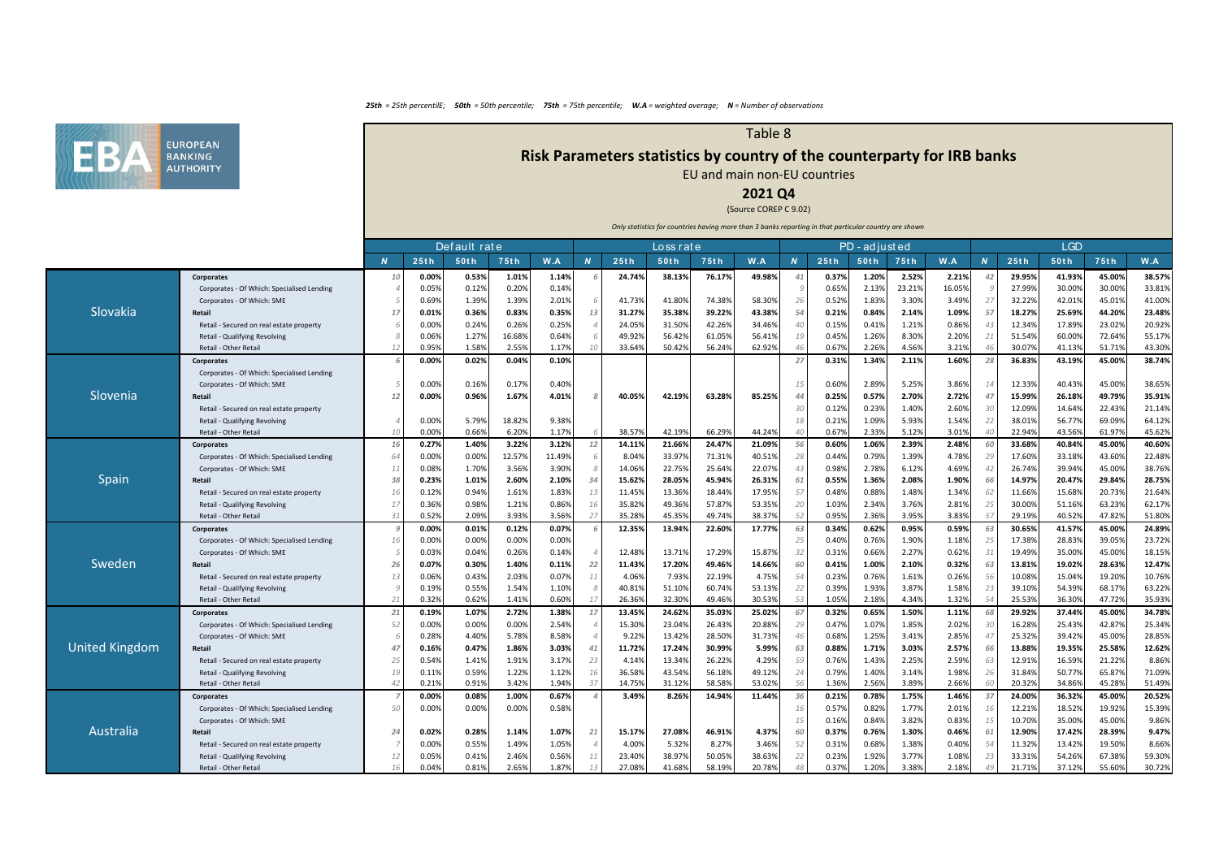*25th = 25th percentilE; 50th = 50th percentile; 75th = 75th percentile; W.A = weighted average; N = Number of observations*

EUROPEAN BANKING AUTHORITY

# Table 8

## Risk Parameters statistics by country of the counterparty for IRB banks

EU and main non-EU countries

**2021 Q4**

(Source COREP C 9.02)

*Only statistics for countries having more than 3 banks reporting in that particular country are shown*

| Country | Exposure class | Default rate | | | | | Loss rate | | | | | PD - adjusted | | | | | LGD | | | | |
|---|---|---|---|---|---|---|---|---|---|---|---|---|---|---|---|---|---|---|---|---|---|
| | | N | 25th | 50th | 75th | W.A | N | 25th | 50th | 75th | W.A | N | 25th | 50th | 75th | W.A | N | 25th | 50th | 75th | W.A |
| Slovakia | **Corporates** | 10 | **0.00%** | **0.53%** | **1.01%** | **1.14%** | 6 | **24.74%** | **38.13%** | **76.17%** | **49.98%** | 41 | **0.37%** | **1.20%** | **2.52%** | **2.21%** | 42 | **29.95%** | **41.93%** | **45.00%** | **38.57%** |
| | Corporates - Of Which: Specialised Lending | 4 | 0.05% | 0.12% | 0.20% | 0.14% | | | | | | 9 | 0.65% | 2.13% | 23.21% | 16.05% | 9 | 27.99% | 30.00% | 30.00% | 33.81% |
| | Corporates - Of Which: SME | 5 | 0.69% | 1.39% | 1.39% | 2.01% | 6 | 41.73% | 41.80% | 74.38% | 58.30% | 26 | 0.52% | 1.83% | 3.30% | 3.49% | 27 | 32.22% | 42.01% | 45.01% | 41.00% |
| | **Retail** | 17 | **0.01%** | **0.36%** | **0.83%** | **0.35%** | 13 | **31.27%** | **35.38%** | **39.22%** | **43.38%** | 54 | **0.21%** | **0.84%** | **2.14%** | **1.09%** | 57 | **18.27%** | **25.69%** | **44.20%** | **23.48%** |
| | Retail - Secured on real estate property | 6 | 0.00% | 0.24% | 0.26% | 0.25% | 4 | 24.05% | 31.50% | 42.26% | 34.46% | 40 | 0.15% | 0.41% | 1.21% | 0.86% | 43 | 12.34% | 17.89% | 23.02% | 20.92% |
| | Retail - Qualifying Revolving | 8 | 0.06% | 1.27% | 16.68% | 0.64% | 6 | 49.92% | 56.42% | 61.05% | 56.41% | 19 | 0.45% | 1.26% | 8.30% | 2.20% | 21 | 51.54% | 60.00% | 72.64% | 55.17% |
| | Retail - Other Retail | 12 | 0.95% | 1.58% | 2.55% | 1.17% | 10 | 33.64% | 50.42% | 56.24% | 62.92% | 46 | 0.67% | 2.26% | 4.56% | 3.21% | 46 | 30.07% | 41.13% | 51.71% | 43.30% |
| Slovenia | **Corporates** | 6 | **0.00%** | **0.02%** | **0.04%** | **0.10%** | | | | | | 27 | **0.31%** | **1.34%** | **2.11%** | **1.60%** | 28 | **36.83%** | **43.19%** | **45.00%** | **38.74%** |
| | Corporates - Of Which: Specialised Lending | | | | | | | | | | | | | | | | | | | | |
| | Corporates - Of Which: SME | 5 | 0.00% | 0.16% | 0.17% | 0.40% | | | | | | 15 | 0.60% | 2.89% | 5.25% | 3.86% | 14 | 12.33% | 40.43% | 45.00% | 38.65% |
| | **Retail** | 12 | **0.00%** | **0.96%** | **1.67%** | **4.01%** | 8 | **40.05%** | **42.19%** | **63.28%** | **85.25%** | 44 | **0.25%** | **0.57%** | **2.70%** | **2.72%** | 47 | **15.99%** | **26.18%** | **49.79%** | **35.91%** |
| | Retail - Secured on real estate property | | | | | | | | | | | 30 | 0.12% | 0.23% | 1.40% | 2.60% | 30 | 12.09% | 14.64% | 22.43% | 21.14% |
| | Retail - Qualifying Revolving | 4 | 0.00% | 5.79% | 18.82% | 9.38% | | | | | | 18 | 0.21% | 1.09% | 5.93% | 1.54% | 22 | 38.01% | 56.77% | 69.09% | 64.12% |
| | Retail - Other Retail | 10 | 0.00% | 0.66% | 6.20% | 1.17% | 6 | 38.57% | 42.19% | 66.29% | 44.24% | 40 | 0.67% | 2.33% | 5.12% | 3.01% | 40 | 22.94% | 43.56% | 61.97% | 45.62% |
| Spain | **Corporates** | 16 | **0.27%** | **1.40%** | **3.22%** | **3.12%** | 12 | **14.11%** | **21.66%** | **24.47%** | **21.09%** | 56 | **0.60%** | **1.06%** | **2.39%** | **2.48%** | 60 | **33.68%** | **40.84%** | **45.00%** | **40.60%** |
| | Corporates - Of Which: Specialised Lending | 64 | 0.00% | 0.00% | 12.57% | 11.49% | 6 | 8.04% | 33.97% | 71.31% | 40.51% | 28 | 0.44% | 0.79% | 1.39% | 4.78% | 29 | 17.60% | 33.18% | 43.60% | 22.48% |
| | Corporates - Of Which: SME | 11 | 0.08% | 1.70% | 3.56% | 3.90% | 8 | 14.06% | 22.75% | 25.64% | 22.07% | 43 | 0.98% | 2.78% | 6.12% | 4.69% | 42 | 26.74% | 39.94% | 45.00% | 38.76% |
| | **Retail** | 38 | **0.23%** | **1.01%** | **2.60%** | **2.10%** | 34 | **15.62%** | **28.05%** | **45.94%** | **26.31%** | 61 | **0.55%** | **1.36%** | **2.08%** | **1.90%** | 66 | **14.97%** | **20.47%** | **29.84%** | **28.75%** |
| | Retail - Secured on real estate property | 16 | 0.12% | 0.94% | 1.61% | 1.83% | 13 | 11.45% | 13.36% | 18.44% | 17.95% | 57 | 0.48% | 0.88% | 1.48% | 1.34% | 62 | 11.66% | 15.68% | 20.73% | 21.64% |
| | Retail - Qualifying Revolving | 17 | 0.36% | 0.98% | 1.21% | 0.86% | 16 | 35.82% | 49.36% | 57.87% | 53.35% | 20 | 1.03% | 2.34% | 3.76% | 2.81% | 25 | 30.00% | 51.16% | 63.23% | 62.17% |
| | Retail - Other Retail | 31 | 0.52% | 2.09% | 3.93% | 3.56% | 27 | 35.28% | 45.35% | 49.74% | 38.37% | 52 | 0.95% | 2.36% | 3.95% | 3.83% | 57 | 29.19% | 40.52% | 47.82% | 51.80% |
| Sweden | **Corporates** | 9 | **0.00%** | **0.01%** | **0.12%** | **0.07%** | 6 | **12.35%** | **13.94%** | **22.60%** | **17.77%** | 63 | **0.34%** | **0.62%** | **0.95%** | **0.59%** | 63 | **30.65%** | **41.57%** | **45.00%** | **24.89%** |
| | Corporates - Of Which: Specialised Lending | 16 | 0.00% | 0.00% | 0.00% | 0.00% | | | | | | 25 | 0.40% | 0.76% | 1.90% | 1.18% | 25 | 17.38% | 28.83% | 39.05% | 23.72% |
| | Corporates - Of Which: SME | 5 | 0.03% | 0.04% | 0.26% | 0.14% | 4 | 12.48% | 13.71% | 17.29% | 15.87% | 32 | 0.31% | 0.66% | 2.27% | 0.62% | 31 | 19.49% | 35.00% | 45.00% | 18.15% |
| | **Retail** | 26 | **0.07%** | **0.30%** | **1.40%** | **0.11%** | 22 | **11.43%** | **17.20%** | **49.46%** | **14.66%** | 60 | **0.41%** | **1.00%** | **2.10%** | **0.32%** | 63 | **13.81%** | **19.02%** | **28.63%** | **12.47%** |
| | Retail - Secured on real estate property | 13 | 0.06% | 0.43% | 2.03% | 0.07% | 11 | 4.06% | 7.93% | 22.19% | 4.75% | 54 | 0.23% | 0.76% | 1.61% | 0.26% | 56 | 10.08% | 15.04% | 19.20% | 10.76% |
| | Retail - Qualifying Revolving | 9 | 0.19% | 0.55% | 1.54% | 1.10% | 8 | 40.81% | 51.10% | 60.74% | 53.13% | 22 | 0.39% | 1.93% | 3.87% | 1.58% | 23 | 39.10% | 54.39% | 68.17% | 63.22% |
| | Retail - Other Retail | 21 | 0.32% | 0.62% | 1.41% | 0.60% | 17 | 26.36% | 32.30% | 49.46% | 30.53% | 53 | 1.05% | 2.18% | 4.34% | 1.32% | 54 | 25.53% | 36.30% | 47.72% | 35.93% |
| United Kingdom | **Corporates** | 21 | **0.19%** | **1.07%** | **2.72%** | **1.38%** | 17 | **13.45%** | **24.62%** | **35.03%** | **25.02%** | 67 | **0.32%** | **0.65%** | **1.50%** | **1.11%** | 68 | **29.92%** | **37.44%** | **45.00%** | **34.78%** |
| | Corporates - Of Which: Specialised Lending | 52 | 0.00% | 0.00% | 0.00% | 2.54% | 4 | 15.30% | 23.04% | 26.43% | 20.88% | 29 | 0.47% | 1.07% | 1.85% | 2.02% | 30 | 16.28% | 25.43% | 42.87% | 25.34% |
| | Corporates - Of Which: SME | 6 | 0.28% | 4.40% | 5.78% | 8.58% | 4 | 9.22% | 13.42% | 28.50% | 31.73% | 46 | 0.68% | 1.25% | 3.41% | 2.85% | 47 | 25.32% | 39.42% | 45.00% | 28.85% |
| | **Retail** | 47 | **0.16%** | **0.47%** | **1.86%** | **3.03%** | 41 | **11.72%** | **17.24%** | **30.99%** | **5.99%** | 63 | **0.88%** | **1.71%** | **3.03%** | **2.57%** | 66 | **13.88%** | **19.35%** | **25.58%** | **12.62%** |
| | Retail - Secured on real estate property | 25 | 0.54% | 1.41% | 1.91% | 3.17% | 23 | 4.14% | 13.34% | 26.22% | 4.29% | 59 | 0.76% | 1.43% | 2.25% | 2.59% | 63 | 12.91% | 16.59% | 21.22% | 8.86% |
| | Retail - Qualifying Revolving | 19 | 0.11% | 0.59% | 1.22% | 1.12% | 16 | 36.58% | 43.54% | 56.18% | 49.12% | 24 | 0.79% | 1.40% | 3.14% | 1.98% | 26 | 31.84% | 50.77% | 65.87% | 71.09% |
| | Retail - Other Retail | 42 | 0.21% | 0.91% | 3.42% | 1.94% | 37 | 14.75% | 31.12% | 58.58% | 53.02% | 56 | 1.36% | 2.56% | 3.89% | 2.66% | 60 | 20.32% | 34.86% | 45.28% | 51.49% |
| Australia | **Corporates** | 7 | **0.00%** | **0.08%** | **1.00%** | **0.67%** | 4 | **3.49%** | **8.26%** | **14.94%** | **11.44%** | 36 | **0.21%** | **0.78%** | **1.75%** | **1.46%** | 37 | **24.00%** | **36.32%** | **45.00%** | **20.52%** |
| | Corporates - Of Which: Specialised Lending | 50 | 0.00% | 0.00% | 0.00% | 0.58% | | | | | | 16 | 0.57% | 0.82% | 1.77% | 2.01% | 16 | 12.21% | 18.52% | 19.92% | 15.39% |
| | Corporates - Of Which: SME | | | | | | | | | | | 15 | 0.16% | 0.84% | 3.82% | 0.83% | 15 | 10.70% | 35.00% | 45.00% | 9.86% |
| | **Retail** | 24 | **0.02%** | **0.28%** | **1.14%** | **1.07%** | 21 | **15.17%** | **27.08%** | **46.91%** | **4.37%** | 60 | **0.37%** | **0.76%** | **1.30%** | **0.46%** | 61 | **12.90%** | **17.42%** | **28.39%** | **9.47%** |
| | Retail - Secured on real estate property | 7 | 0.00% | 0.55% | 1.49% | 1.05% | 4 | 4.00% | 5.32% | 8.27% | 3.46% | 52 | 0.31% | 0.68% | 1.38% | 0.40% | 54 | 11.32% | 13.42% | 19.50% | 8.66% |
| | Retail - Qualifying Revolving | 12 | 0.05% | 0.41% | 2.46% | 0.56% | 11 | 23.40% | 38.97% | 50.05% | 38.63% | 22 | 0.23% | 1.92% | 3.77% | 1.08% | 23 | 33.31% | 54.26% | 67.38% | 59.30% |
| | Retail - Other Retail | 16 | 0.04% | 0.81% | 2.65% | 1.87% | 13 | 27.08% | 41.68% | 58.19% | 20.78% | 48 | 0.37% | 1.20% | 3.38% | 2.18% | 49 | 21.71% | 37.12% | 55.60% | 30.72% |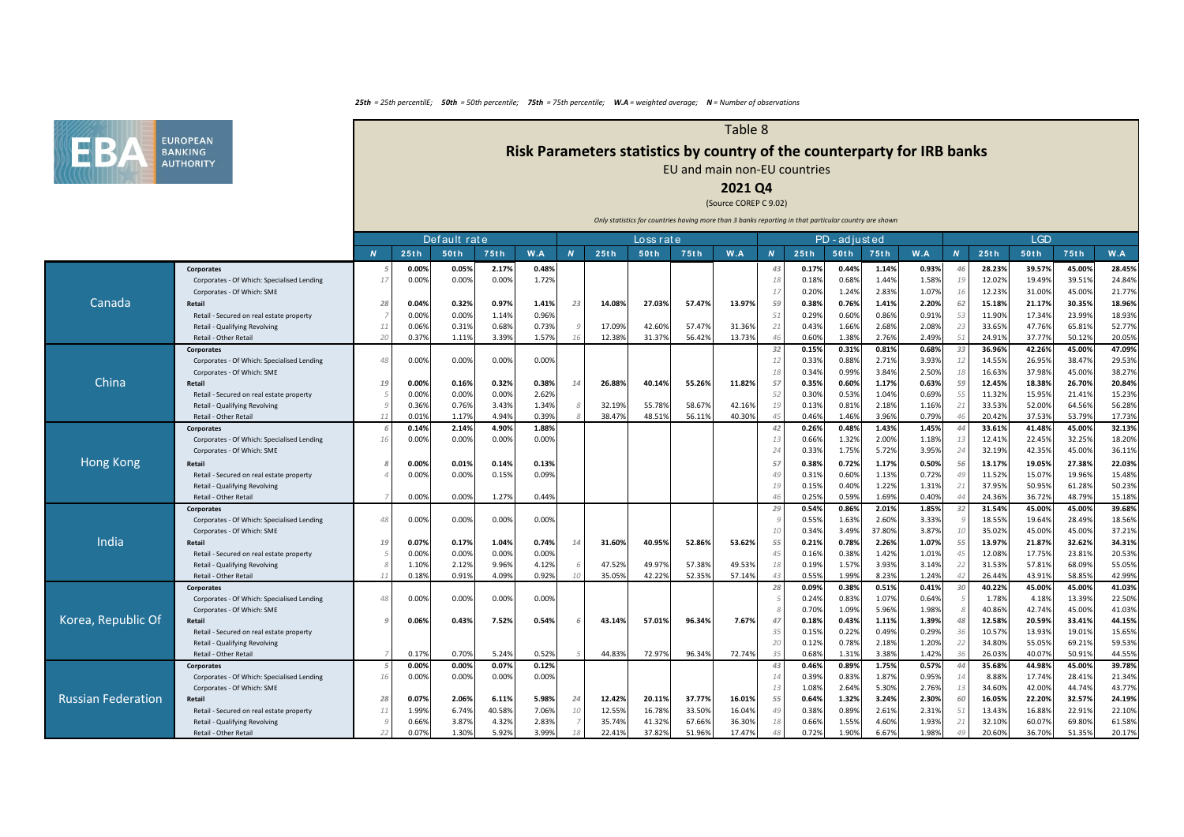*25th = 25th percentilE; 50th = 50th percentile; 75th = 75th percentile; W.A = weighted average; N = Number of observations*

# Table 8

## Risk Parameters statistics by country of the counterparty for IRB banks

EU and main non-EU countries

**2021 Q4**

(Source COREP C 9.02)

*Only statistics for countries having more than 3 banks reporting in that particular country are shown*

| Country | Exposure class | Default rate | | | | | Loss rate | | | | | PD - adjusted | | | | | LGD | | | | |
|---|---|---|---|---|---|---|---|---|---|---|---|---|---|---|---|---|---|---|---|---|---|
| | | N | 25th | 50th | 75th | W.A | N | 25th | 50th | 75th | W.A | N | 25th | 50th | 75th | W.A | N | 25th | 50th | 75th | W.A |
| Canada | **Corporates** | 5 | **0.00%** | **0.05%** | **2.17%** | **0.48%** | | | | | | 43 | **0.17%** | **0.44%** | **1.14%** | **0.93%** | 46 | **28.23%** | **39.57%** | **45.00%** | **28.45%** |
| | Corporates - Of Which: Specialised Lending | 17 | 0.00% | 0.00% | 0.00% | 1.72% | | | | | | 18 | 0.18% | 0.68% | 1.44% | 1.58% | 19 | 12.02% | 19.49% | 39.51% | 24.84% |
| | Corporates - Of Which: SME | | | | | | | | | | | 17 | 0.20% | 1.24% | 2.83% | 1.07% | 16 | 12.23% | 31.00% | 45.00% | 21.77% |
| | **Retail** | 28 | **0.04%** | **0.32%** | **0.97%** | **1.41%** | 23 | **14.08%** | **27.03%** | **57.47%** | **13.97%** | 59 | **0.38%** | **0.76%** | **1.41%** | **2.20%** | 62 | **15.18%** | **21.17%** | **30.35%** | **18.96%** |
| | Retail - Secured on real estate property | 7 | 0.00% | 0.00% | 1.14% | 0.96% | | | | | | 51 | 0.29% | 0.60% | 0.86% | 0.91% | 53 | 11.90% | 17.34% | 23.99% | 18.93% |
| | Retail - Qualifying Revolving | 11 | 0.06% | 0.31% | 0.68% | 0.73% | 9 | 17.09% | 42.60% | 57.47% | 31.36% | 21 | 0.43% | 1.66% | 2.68% | 2.08% | 23 | 33.65% | 47.76% | 65.81% | 52.77% |
| | Retail - Other Retail | 20 | 0.37% | 1.11% | 3.39% | 1.57% | 16 | 12.38% | 31.37% | 56.42% | 13.73% | 46 | 0.60% | 1.38% | 2.76% | 2.49% | 51 | 24.91% | 37.77% | 50.12% | 20.05% |
| China | **Corporates** | | | | | | | | | | | 32 | **0.15%** | **0.31%** | **0.81%** | **0.68%** | 33 | **36.96%** | **42.26%** | **45.00%** | **47.09%** |
| | Corporates - Of Which: Specialised Lending | 48 | 0.00% | 0.00% | 0.00% | 0.00% | | | | | | 12 | 0.33% | 0.88% | 2.71% | 3.93% | 12 | 14.55% | 26.95% | 38.47% | 29.53% |
| | Corporates - Of Which: SME | | | | | | | | | | | 18 | 0.34% | 0.99% | 3.84% | 2.50% | 18 | 16.63% | 37.98% | 45.00% | 38.27% |
| | **Retail** | 19 | **0.00%** | **0.16%** | **0.32%** | **0.38%** | 14 | **26.88%** | **40.14%** | **55.26%** | **11.82%** | 57 | **0.35%** | **0.60%** | **1.17%** | **0.63%** | 59 | **12.45%** | **18.38%** | **26.70%** | **20.84%** |
| | Retail - Secured on real estate property | 5 | 0.00% | 0.00% | 0.00% | 2.62% | | | | | | 52 | 0.30% | 0.53% | 1.04% | 0.69% | 55 | 11.32% | 15.95% | 21.41% | 15.23% |
| | Retail - Qualifying Revolving | 9 | 0.36% | 0.76% | 3.43% | 1.34% | 8 | 32.19% | 55.78% | 58.67% | 42.16% | 19 | 0.13% | 0.81% | 2.18% | 1.16% | 21 | 33.53% | 52.00% | 64.56% | 56.28% |
| | Retail - Other Retail | 11 | 0.01% | 1.17% | 4.94% | 0.39% | 8 | 38.47% | 48.51% | 56.11% | 40.30% | 45 | 0.46% | 1.46% | 3.96% | 0.79% | 46 | 20.42% | 37.53% | 53.79% | 17.73% |
| Hong Kong | **Corporates** | 6 | **0.14%** | **2.14%** | **4.90%** | **1.88%** | | | | | | 42 | **0.26%** | **0.48%** | **1.43%** | **1.45%** | 44 | **33.61%** | **41.48%** | **45.00%** | **32.13%** |
| | Corporates - Of Which: Specialised Lending | 16 | 0.00% | 0.00% | 0.00% | 0.00% | | | | | | 13 | 0.66% | 1.32% | 2.00% | 1.18% | 13 | 12.41% | 22.45% | 32.25% | 18.20% |
| | Corporates - Of Which: SME | | | | | | | | | | | 24 | 0.33% | 1.75% | 5.72% | 3.95% | 24 | 32.19% | 42.35% | 45.00% | 36.11% |
| | **Retail** | 8 | **0.00%** | **0.01%** | **0.14%** | **0.13%** | | | | | | 57 | **0.38%** | **0.72%** | **1.17%** | **0.50%** | 56 | **13.17%** | **19.05%** | **27.38%** | **22.03%** |
| | Retail - Secured on real estate property | 4 | 0.00% | 0.00% | 0.15% | 0.09% | | | | | | 49 | 0.31% | 0.60% | 1.13% | 0.72% | 49 | 11.52% | 15.07% | 19.96% | 15.48% |
| | Retail - Qualifying Revolving | | | | | | | | | | | 19 | 0.15% | 0.40% | 1.22% | 1.31% | 21 | 37.95% | 50.95% | 61.28% | 50.23% |
| | Retail - Other Retail | 7 | 0.00% | 0.00% | 1.27% | 0.44% | | | | | | 46 | 0.25% | 0.59% | 1.69% | 0.40% | 44 | 24.36% | 36.72% | 48.79% | 15.18% |
| India | **Corporates** | | | | | | | | | | | 29 | **0.54%** | **0.86%** | **2.01%** | **1.85%** | 32 | **31.54%** | **45.00%** | **45.00%** | **39.68%** |
| | Corporates - Of Which: Specialised Lending | 48 | 0.00% | 0.00% | 0.00% | 0.00% | | | | | | 9 | 0.55% | 1.63% | 2.60% | 3.33% | 9 | 18.55% | 19.64% | 28.49% | 18.56% |
| | Corporates - Of Which: SME | | | | | | | | | | | 10 | 0.34% | 3.49% | 37.80% | 3.87% | 10 | 35.02% | 45.00% | 45.00% | 37.21% |
| | **Retail** | 19 | **0.07%** | **0.17%** | **1.04%** | **0.74%** | 14 | **31.60%** | **40.95%** | **52.86%** | **53.62%** | 55 | **0.21%** | **0.78%** | **2.26%** | **1.07%** | 55 | **13.97%** | **21.87%** | **32.62%** | **34.31%** |
| | Retail - Secured on real estate property | 5 | 0.00% | 0.00% | 0.00% | 0.00% | | | | | | 45 | 0.16% | 0.38% | 1.42% | 1.01% | 45 | 12.08% | 17.75% | 23.81% | 20.53% |
| | Retail - Qualifying Revolving | 8 | 1.10% | 2.12% | 9.96% | 4.12% | 6 | 47.52% | 49.97% | 57.38% | 49.53% | 18 | 0.19% | 1.57% | 3.93% | 3.14% | 22 | 31.53% | 57.81% | 68.09% | 55.05% |
| | Retail - Other Retail | 11 | 0.18% | 0.91% | 4.09% | 0.92% | 10 | 35.05% | 42.22% | 52.35% | 57.14% | 43 | 0.55% | 1.99% | 8.23% | 1.24% | 42 | 26.44% | 43.91% | 58.85% | 42.99% |
| Korea, Republic Of | **Corporates** | | | | | | | | | | | 28 | **0.09%** | **0.38%** | **0.51%** | **0.41%** | 30 | **40.22%** | **45.00%** | **45.00%** | **41.03%** |
| | Corporates - Of Which: Specialised Lending | 48 | 0.00% | 0.00% | 0.00% | 0.00% | | | | | | 5 | 0.24% | 0.83% | 1.07% | 0.64% | 5 | 1.78% | 4.18% | 13.39% | 22.50% |
| | Corporates - Of Which: SME | | | | | | | | | | | 8 | 0.70% | 1.09% | 5.96% | 1.98% | 8 | 40.86% | 42.74% | 45.00% | 41.03% |
| | **Retail** | 9 | **0.06%** | **0.43%** | **7.52%** | **0.54%** | 6 | **43.14%** | **57.01%** | **96.34%** | **7.67%** | 47 | **0.18%** | **0.43%** | **1.11%** | **1.39%** | 48 | **12.58%** | **20.59%** | **33.41%** | **44.15%** |
| | Retail - Secured on real estate property | | | | | | | | | | | 35 | 0.15% | 0.22% | 0.49% | 0.29% | 36 | 10.57% | 13.93% | 19.01% | 15.65% |
| | Retail - Qualifying Revolving | | | | | | | | | | | 20 | 0.12% | 0.78% | 2.18% | 1.20% | 22 | 34.80% | 55.05% | 69.21% | 59.53% |
| | Retail - Other Retail | 7 | 0.17% | 0.70% | 5.24% | 0.52% | 5 | 44.83% | 72.97% | 96.34% | 72.74% | 35 | 0.68% | 1.31% | 3.38% | 1.42% | 36 | 26.03% | 40.07% | 50.91% | 44.55% |
| Russian Federation | **Corporates** | 5 | **0.00%** | **0.00%** | **0.07%** | **0.12%** | | | | | | 43 | **0.46%** | **0.89%** | **1.75%** | **0.57%** | 44 | **35.68%** | **44.98%** | **45.00%** | **39.78%** |
| | Corporates - Of Which: Specialised Lending | 16 | 0.00% | 0.00% | 0.00% | 0.00% | | | | | | 14 | 0.39% | 0.83% | 1.87% | 0.95% | 14 | 8.88% | 17.74% | 28.41% | 21.34% |
| | Corporates - Of Which: SME | | | | | | | | | | | 13 | 1.08% | 2.64% | 5.30% | 2.76% | 13 | 34.60% | 42.00% | 44.74% | 43.77% |
| | **Retail** | 28 | **0.07%** | **2.06%** | **6.11%** | **5.98%** | 24 | **12.42%** | **20.11%** | **37.77%** | **16.01%** | 55 | **0.64%** | **1.32%** | **3.24%** | **2.30%** | 60 | **16.05%** | **22.20%** | **32.57%** | **24.19%** |
| | Retail - Secured on real estate property | 11 | 1.99% | 6.74% | 40.58% | 7.06% | 10 | 12.55% | 16.78% | 33.50% | 16.04% | 49 | 0.38% | 0.89% | 2.61% | 2.31% | 51 | 13.43% | 16.88% | 22.91% | 22.10% |
| | Retail - Qualifying Revolving | 9 | 0.66% | 3.87% | 4.32% | 2.83% | 7 | 35.74% | 41.32% | 67.66% | 36.30% | 18 | 0.66% | 1.55% | 4.60% | 1.93% | 21 | 32.10% | 60.07% | 69.80% | 61.58% |
| | Retail - Other Retail | 22 | 0.07% | 1.30% | 5.92% | 3.99% | 18 | 22.41% | 37.82% | 51.96% | 17.47% | 48 | 0.72% | 1.90% | 6.67% | 1.98% | 49 | 20.60% | 36.70% | 51.35% | 20.17% |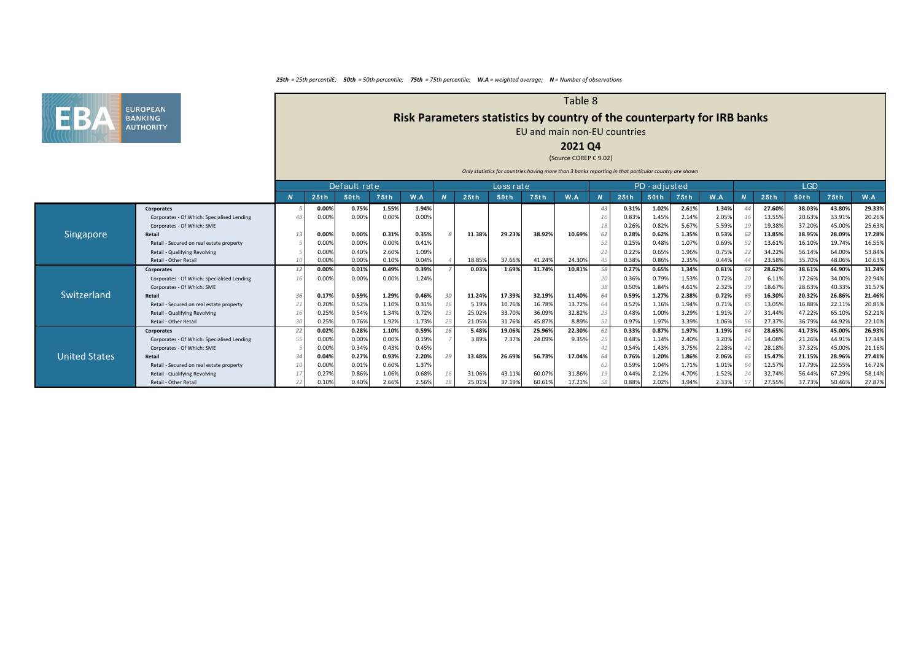***25th** = 25th percentilE; **50th** = 50th percentile; **75th** = 75th percentile; **W.A** = weighted average; **N** = Number of observations*

EUROPEAN BANKING AUTHORITY

# Table 8

## Risk Parameters statistics by country of the counterparty for IRB banks

EU and main non-EU countries

**2021 Q4**

(Source COREP C 9.02)

*Only statistics for countries having more than 3 banks reporting in that particular country are shown*

| | | Default rate | | | | | Loss rate | | | | | PD - adjusted | | | | | LGD | | | | |
|---|---|---|---|---|---|---|---|---|---|---|---|---|---|---|---|---|---|---|---|---|---|
| | | N | 25th | 50th | 75th | W.A | N | 25th | 50th | 75th | W.A | N | 25th | 50th | 75th | W.A | N | 25th | 50th | 75th | W.A |
| Singapore | **Corporates** | 5 | **0.00%** | **0.75%** | **1.55%** | **1.94%** | | | | | | 43 | **0.31%** | **1.02%** | **2.61%** | **1.34%** | 44 | **27.60%** | **38.03%** | **43.80%** | **29.33%** |
| | Corporates - Of Which: Specialised Lending | 48 | 0.00% | 0.00% | 0.00% | 0.00% | | | | | | 16 | 0.83% | 1.45% | 2.14% | 2.05% | 16 | 13.55% | 20.63% | 33.91% | 20.26% |
| | Corporates - Of Which: SME | | | | | | | | | | | 18 | 0.26% | 0.82% | 5.67% | 5.59% | 19 | 19.38% | 37.20% | 45.00% | 25.63% |
| | **Retail** | 13 | **0.00%** | **0.00%** | **0.31%** | **0.35%** | 8 | **11.38%** | **29.23%** | **38.92%** | **10.69%** | 62 | **0.28%** | **0.62%** | **1.35%** | **0.53%** | 62 | **13.85%** | **18.95%** | **28.09%** | **17.28%** |
| | Retail - Secured on real estate property | 5 | 0.00% | 0.00% | 0.00% | 0.41% | | | | | | 52 | 0.25% | 0.48% | 1.07% | 0.69% | 52 | 13.61% | 16.10% | 19.74% | 16.55% |
| | Retail - Qualifying Revolving | 5 | 0.00% | 0.40% | 2.60% | 1.09% | | | | | | 21 | 0.22% | 0.65% | 1.96% | 0.75% | 22 | 34.22% | 56.14% | 64.00% | 53.84% |
| | Retail - Other Retail | 10 | 0.00% | 0.00% | 0.10% | 0.04% | 4 | 18.85% | 37.66% | 41.24% | 24.30% | 45 | 0.38% | 0.86% | 2.35% | 0.44% | 44 | 23.58% | 35.70% | 48.06% | 10.63% |
| Switzerland | **Corporates** | 12 | **0.00%** | **0.01%** | **0.49%** | **0.39%** | 7 | **0.03%** | **1.69%** | **31.74%** | **10.81%** | 58 | **0.27%** | **0.65%** | **1.34%** | **0.81%** | 62 | **28.62%** | **38.61%** | **44.90%** | **31.24%** |
| | Corporates - Of Which: Specialised Lending | 16 | 0.00% | 0.00% | 0.00% | 1.24% | | | | | | 20 | 0.36% | 0.79% | 1.53% | 0.72% | 20 | 6.11% | 17.26% | 34.00% | 22.94% |
| | Corporates - Of Which: SME | | | | | | | | | | | 38 | 0.50% | 1.84% | 4.61% | 2.32% | 39 | 18.67% | 28.63% | 40.33% | 31.57% |
| | **Retail** | 36 | **0.17%** | **0.59%** | **1.29%** | **0.46%** | 30 | **11.24%** | **17.39%** | **32.19%** | **11.40%** | 64 | **0.59%** | **1.27%** | **2.38%** | **0.72%** | 65 | **16.30%** | **20.32%** | **26.86%** | **21.46%** |
| | Retail - Secured on real estate property | 21 | 0.20% | 0.52% | 1.10% | 0.31% | 16 | 5.19% | 10.76% | 16.78% | 13.72% | 64 | 0.52% | 1.16% | 1.94% | 0.71% | 65 | 13.05% | 16.88% | 22.11% | 20.85% |
| | Retail - Qualifying Revolving | 16 | 0.25% | 0.54% | 1.34% | 0.72% | 13 | 25.02% | 33.70% | 36.09% | 32.82% | 23 | 0.48% | 1.00% | 3.29% | 1.91% | 27 | 31.44% | 47.22% | 65.10% | 52.21% |
| | Retail - Other Retail | 30 | 0.25% | 0.76% | 1.92% | 1.73% | 25 | 21.05% | 31.76% | 45.87% | 8.89% | 52 | 0.97% | 1.97% | 3.39% | 1.06% | 56 | 27.37% | 36.79% | 44.92% | 22.10% |
| United States | **Corporates** | 22 | **0.02%** | **0.28%** | **1.10%** | **0.59%** | 16 | **5.48%** | **19.06%** | **25.96%** | **22.30%** | 61 | **0.33%** | **0.87%** | **1.97%** | **1.19%** | 64 | **28.65%** | **41.73%** | **45.00%** | **26.93%** |
| | Corporates - Of Which: Specialised Lending | 55 | 0.00% | 0.00% | 0.00% | 0.19% | 7 | 3.89% | 7.37% | 24.09% | 9.35% | 25 | 0.48% | 1.14% | 2.40% | 3.20% | 26 | 14.08% | 21.26% | 44.91% | 17.34% |
| | Corporates - Of Which: SME | 5 | 0.00% | 0.34% | 0.43% | 0.45% | | | | | | 41 | 0.54% | 1.43% | 3.75% | 2.28% | 42 | 28.18% | 37.32% | 45.00% | 21.16% |
| | **Retail** | 34 | **0.04%** | **0.27%** | **0.93%** | **2.20%** | 29 | **13.48%** | **26.69%** | **56.73%** | **17.04%** | 64 | **0.76%** | **1.20%** | **1.86%** | **2.06%** | 65 | **15.47%** | **21.15%** | **28.96%** | **27.41%** |
| | Retail - Secured on real estate property | 10 | 0.00% | 0.01% | 0.60% | 1.37% | | | | | | 62 | 0.59% | 1.04% | 1.71% | 1.01% | 64 | 12.57% | 17.79% | 22.55% | 16.72% |
| | Retail - Qualifying Revolving | 17 | 0.27% | 0.86% | 1.06% | 0.68% | 16 | 31.06% | 43.11% | 60.07% | 31.86% | 19 | 0.44% | 2.12% | 4.70% | 1.52% | 24 | 32.74% | 56.44% | 67.29% | 58.14% |
| | Retail - Other Retail | 22 | 0.10% | 0.40% | 2.66% | 2.56% | 18 | 25.01% | 37.19% | 60.61% | 17.21% | 58 | 0.88% | 2.02% | 3.94% | 2.33% | 57 | 27.55% | 37.73% | 50.46% | 27.87% |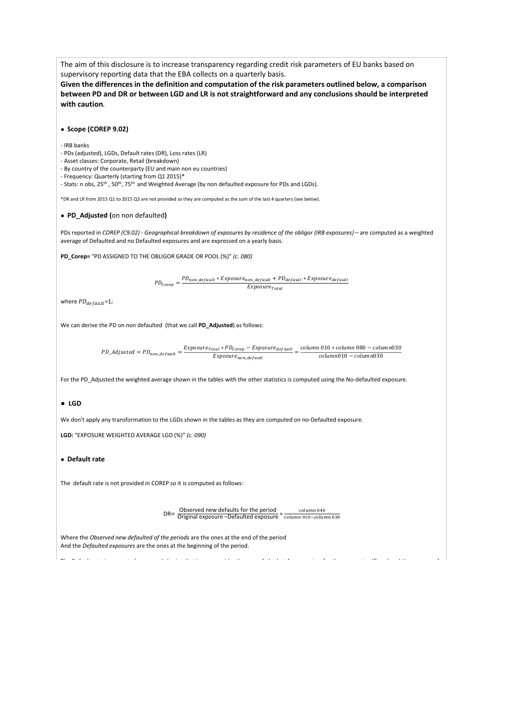The aim of this disclosure is to increase transparency regarding credit risk parameters of EU banks based on supervisory reporting data that the EBA collects on a quarterly basis.

**Given the differences in the definition and computation of the risk parameters outlined below, a comparison between PD and DR or between LGD and LR is not straightforward and any conclusions should be interpreted with caution.**

### ● Scope (COREP 9.02)

- IRB banks
- PDs (adjusted), LGDs, Default rates (DR), Loss rates (LR)
- Asset classes: Corporate, Retail (breakdown)
- By country of the counterparty (EU and main non eu countries)
- Frequency: Quarterly (starting from Q1 2015)*
- Stats: n obs, 25th, 50th, 75th and Weighted Average (by non defaulted exposure for PDs and LGDs).

*DR and LR from 2015 Q1 to 2015 Q3 are not provided as they are computed as the sum of the last 4 quarters (see below).

### ● PD_Adjusted (on non defaulted)

PDs reported in *COREP (C9.02) - Geographical breakdown of exposures by residence of the obligor (IRB exposures)* – are computed as a weighted average of Defaulted and no Defaulted exposures and are expressed on a yearly basis.

**PD_Corep=** "PD ASSIGNED TO THE OBLIGOR GRADE OR POOL (%)" *(c. 080)*

$$PD_{Corep} = \frac{PD_{non\_default} * Exposure_{non\_default} + PD_{default} * Exposure_{default}}{Exposure_{Total}}$$

where $PD_{default}$=1;

We can derive the PD on non defaulted (that we call **PD_Adjusted**) as follows:

$$PD\_Adjusted = PD_{non\_default} = \frac{Exposure_{Total} * PD_{Corep} - Exposure_{default}}{Exposure_{non\_default}} = \frac{column\ 010 * column\ 080 - column030}{column010 - column030}$$

For the PD_Adjusted the weighted average shown in the tables with the other statistics is computed using the No-defaulted exposure.

### ● LGD

We don't apply any transformation to the LGDs shown in the tables as they are computed on no-Defaulted exposure.

**LGD:** "EXPOSURE WEIGHTED AVERAGE LGD (%)" *(c. 090)*

### ● Default rate

The default rate is not provided in COREP so it is computed as follows:

$$DR = \frac{\text{Observed new defaults for the period}}{\text{Original exposure – Defaulted exposure}} = \frac{column\ 040}{column\ 010 - column\ 030}$$

Where the *Observed new defaulted of the periods* are the ones at the end of the period
And the *Defaulted exposures* are the ones at the beginning of the period.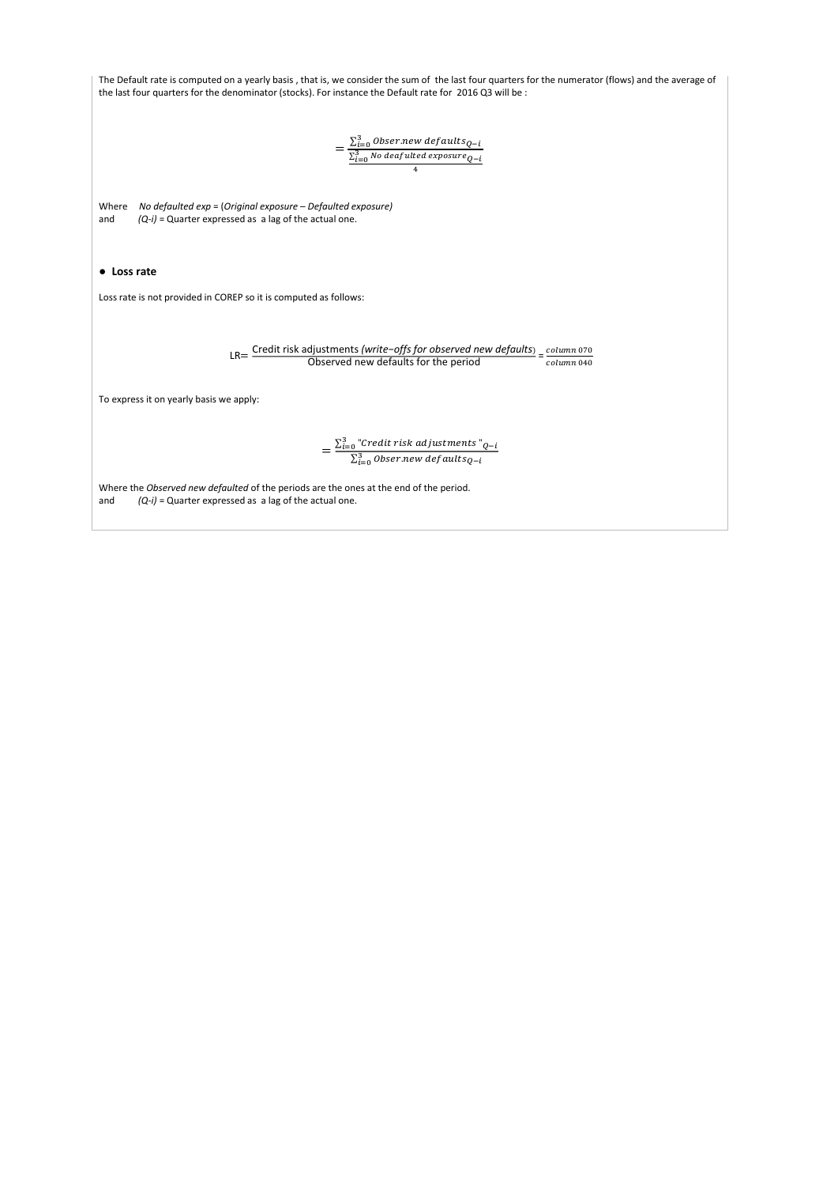The Default rate is computed on a yearly basis , that is, we consider the sum of the last four quarters for the numerator (flows) and the average of the last four quarters for the denominator (stocks). For instance the Default rate for 2016 Q3 will be :

$$= \frac{\sum_{i=0}^{3} Obser.new\ defaults_{Q-i}}{\frac{\sum_{i=0}^{3} No\ deafulted\ exposure_{Q-i}}{4}}$$

Where *No defaulted exp* = (*Original exposure – Defaulted exposure)*
and *(Q-i)* = Quarter expressed as a lag of the actual one.

- **Loss rate**

Loss rate is not provided in COREP so it is computed as follows:

$$LR = \frac{\text{Credit risk adjustments } \textit{(write-offs for observed new defaults)}}{\text{Observed new defaults for the period}} = \frac{column\ 070}{column\ 040}$$

To express it on yearly basis we apply:

$$= \frac{\sum_{i=0}^{3} \text{"}Credit\ risk\ adjustments\text{"}_{Q-i}}{\sum_{i=0}^{3} Obser.new\ defaults_{Q-i}}$$

Where the *Observed new defaulted* of the periods are the ones at the end of the period.
and *(Q-i)* = Quarter expressed as a lag of the actual one.